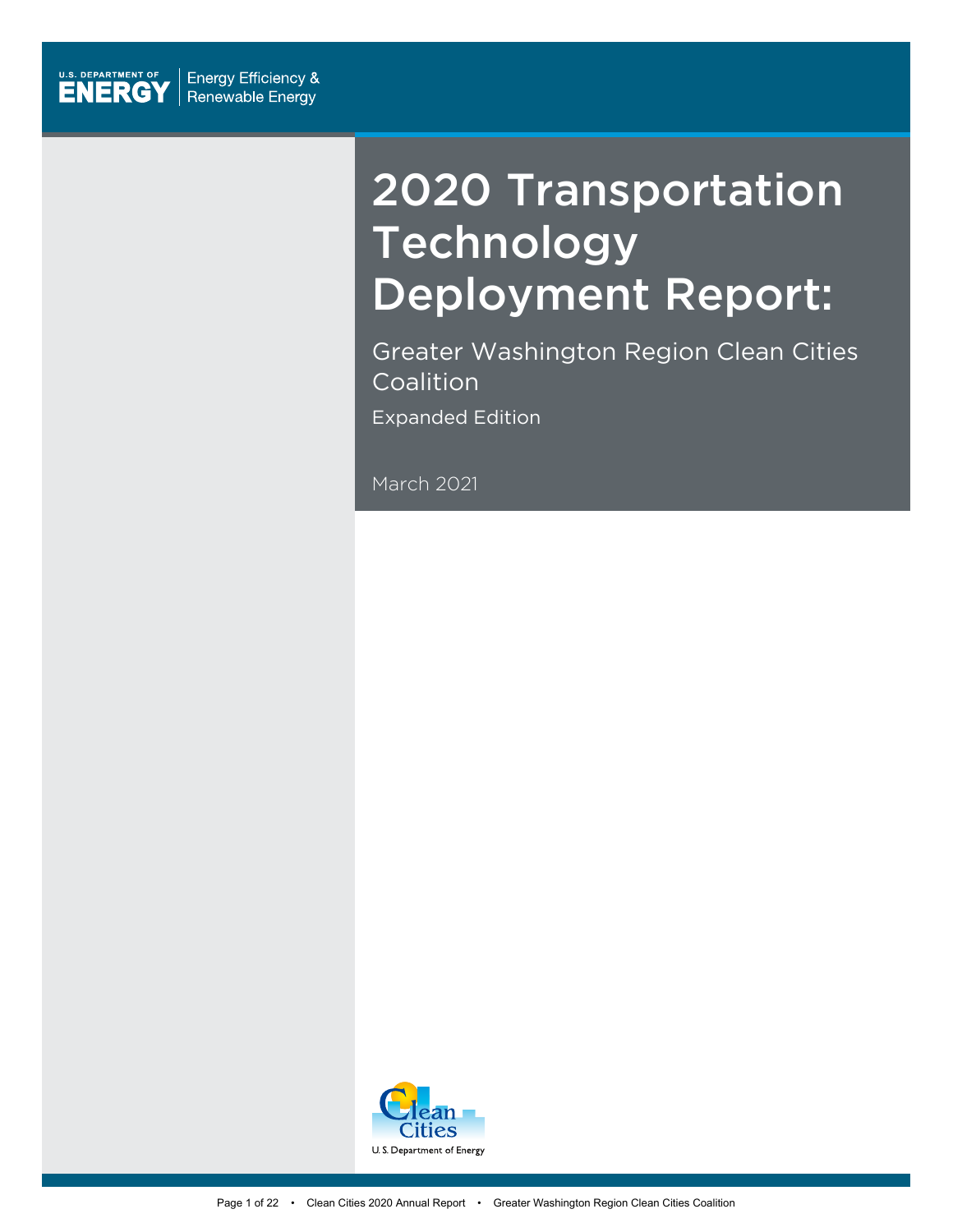U.S. DEPARTMENT OF ENERGY | Energy Efficiency & Renewable Energy

# 2020 Transportation Technology Deployment Report:

## Greater Washington Region Clean Cities Coalition

Expanded Edition

March 2021

Clean Cities
U.S. Department of Energy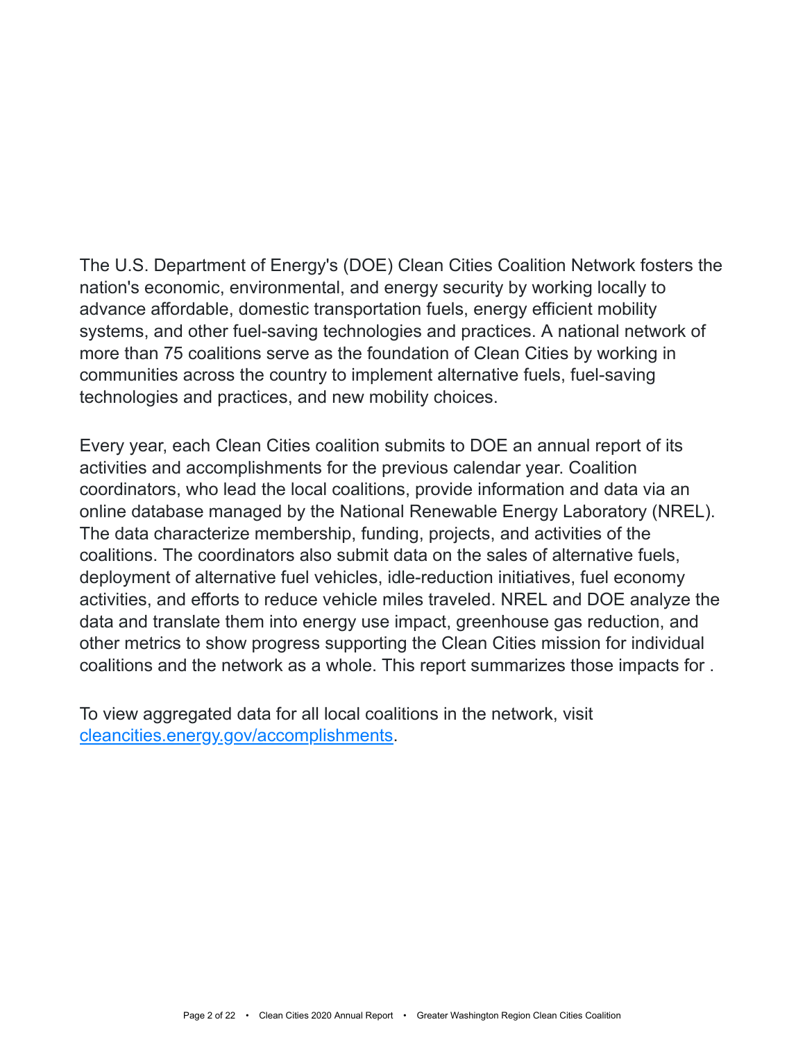The U.S. Department of Energy's (DOE) Clean Cities Coalition Network fosters the nation's economic, environmental, and energy security by working locally to advance affordable, domestic transportation fuels, energy efficient mobility systems, and other fuel-saving technologies and practices. A national network of more than 75 coalitions serve as the foundation of Clean Cities by working in communities across the country to implement alternative fuels, fuel-saving technologies and practices, and new mobility choices.

Every year, each Clean Cities coalition submits to DOE an annual report of its activities and accomplishments for the previous calendar year. Coalition coordinators, who lead the local coalitions, provide information and data via an online database managed by the National Renewable Energy Laboratory (NREL). The data characterize membership, funding, projects, and activities of the coalitions. The coordinators also submit data on the sales of alternative fuels, deployment of alternative fuel vehicles, idle-reduction initiatives, fuel economy activities, and efforts to reduce vehicle miles traveled. NREL and DOE analyze the data and translate them into energy use impact, greenhouse gas reduction, and other metrics to show progress supporting the Clean Cities mission for individual coalitions and the network as a whole. This report summarizes those impacts for .

To view aggregated data for all local coalitions in the network, visit [cleancities.energy.gov/accomplishments](https://cleancities.energy.gov/accomplishments).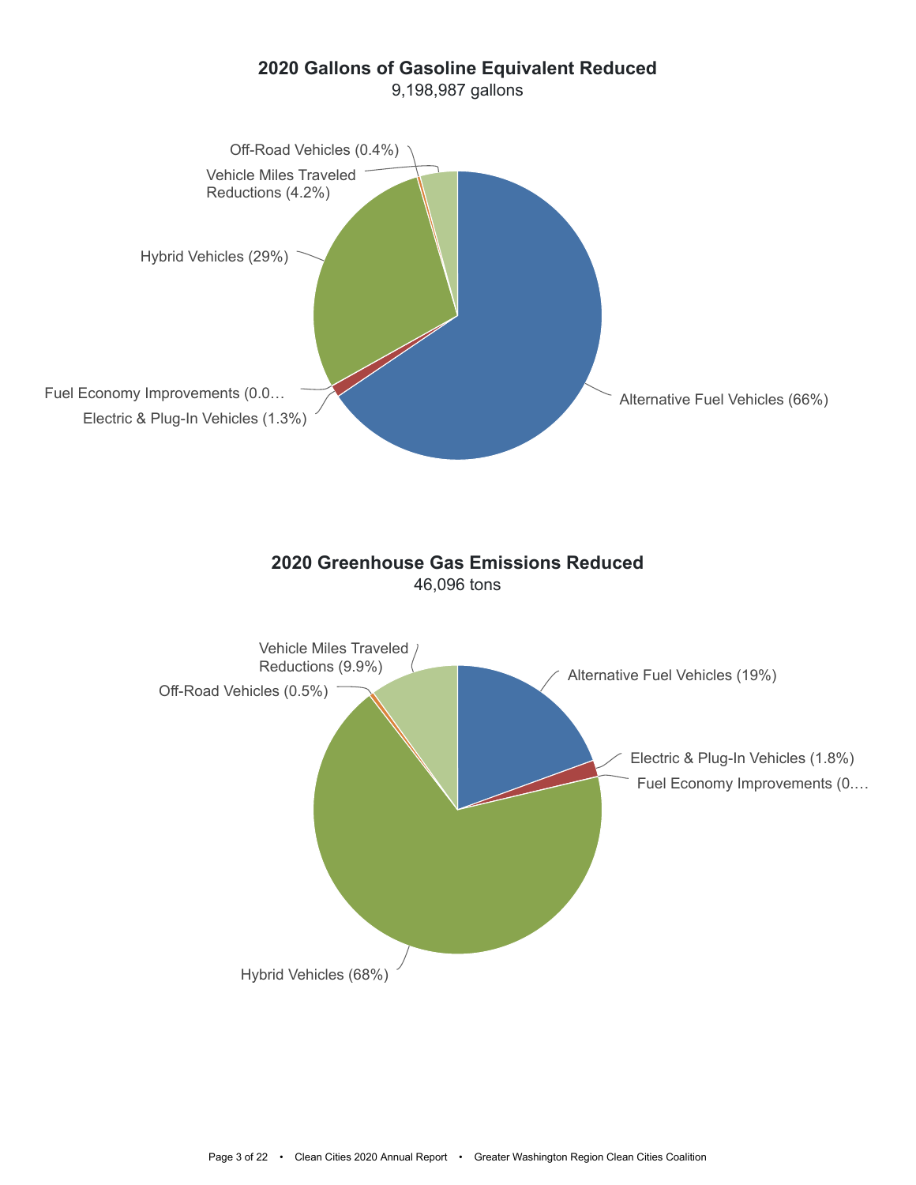## 2020 Gallons of Gasoline Equivalent Reduced

9,198,987 gallons

- Alternative Fuel Vehicles (66%)
- Hybrid Vehicles (29%)
- Vehicle Miles Traveled Reductions (4.2%)
- Electric & Plug-In Vehicles (1.3%)
- Off-Road Vehicles (0.4%)
- Fuel Economy Improvements (0.0…

## 2020 Greenhouse Gas Emissions Reduced

46,096 tons

- Hybrid Vehicles (68%)
- Alternative Fuel Vehicles (19%)
- Vehicle Miles Traveled Reductions (9.9%)
- Electric & Plug-In Vehicles (1.8%)
- Off-Road Vehicles (0.5%)
- Fuel Economy Improvements (0.…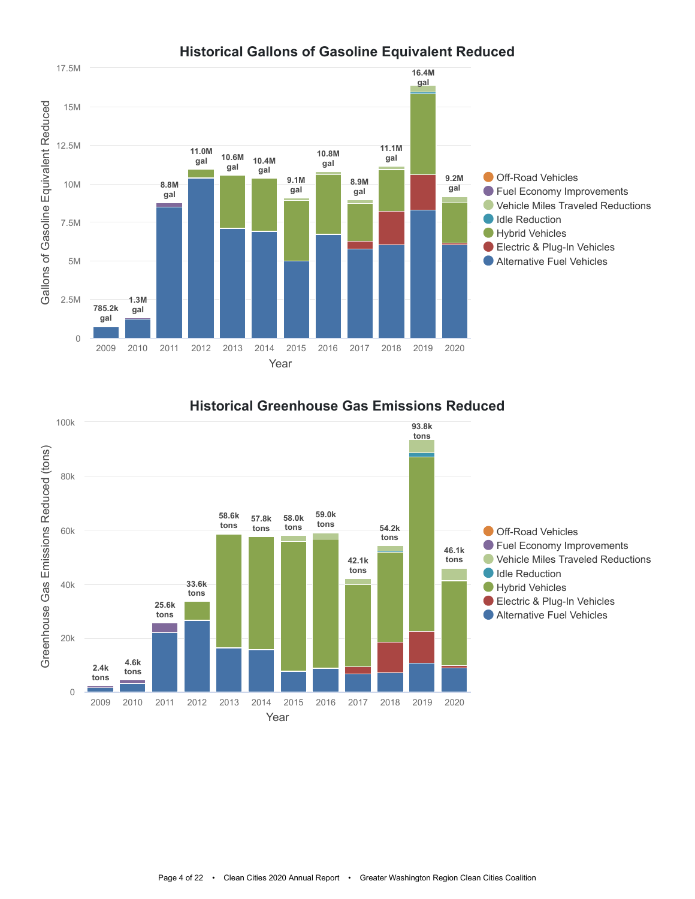## Historical Gallons of Gasoline Equivalent Reduced

| Year | Total Reduced |
|---|---|
| 2009 | 785.2k gal |
| 2010 | 1.3M gal |
| 2011 | 8.8M gal |
| 2012 | 11.0M gal |
| 2013 | 10.6M gal |
| 2014 | 10.4M gal |
| 2015 | 9.1M gal |
| 2016 | 10.8M gal |
| 2017 | 8.9M gal |
| 2018 | 11.1M gal |
| 2019 | 16.4M gal |
| 2020 | 9.2M gal |

Legend: Off-Road Vehicles; Fuel Economy Improvements; Vehicle Miles Traveled Reductions; Idle Reduction; Hybrid Vehicles; Electric & Plug-In Vehicles; Alternative Fuel Vehicles

## Historical Greenhouse Gas Emissions Reduced

| Year | Total Reduced |
|---|---|
| 2009 | 2.4k tons |
| 2010 | 4.6k tons |
| 2011 | 25.6k tons |
| 2012 | 33.6k tons |
| 2013 | 58.6k tons |
| 2014 | 57.8k tons |
| 2015 | 58.0k tons |
| 2016 | 59.0k tons |
| 2017 | 42.1k tons |
| 2018 | 54.2k tons |
| 2019 | 93.8k tons |
| 2020 | 46.1k tons |

Legend: Off-Road Vehicles; Fuel Economy Improvements; Vehicle Miles Traveled Reductions; Idle Reduction; Hybrid Vehicles; Electric & Plug-In Vehicles; Alternative Fuel Vehicles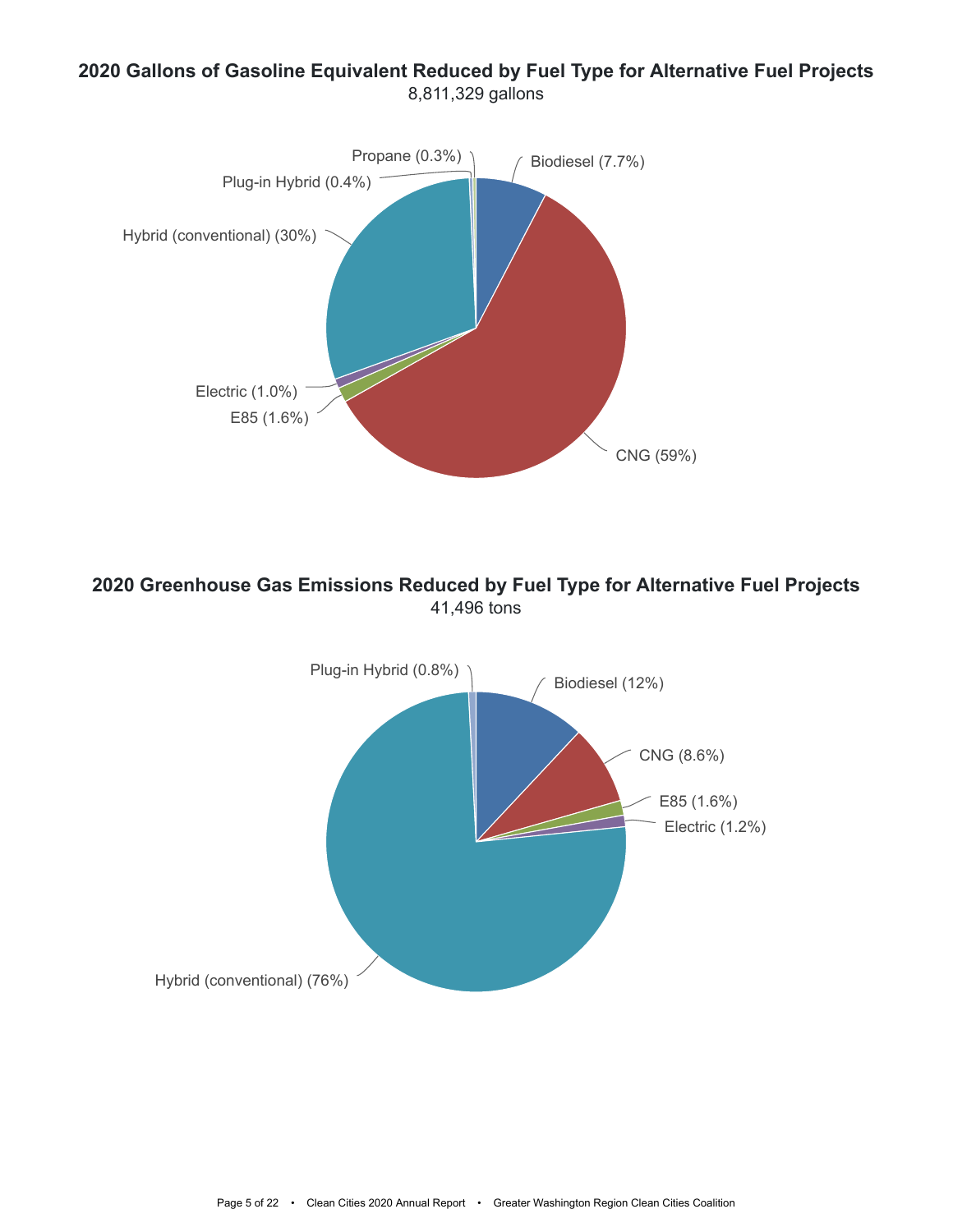## 2020 Gallons of Gasoline Equivalent Reduced by Fuel Type for Alternative Fuel Projects

8,811,329 gallons

- Propane (0.3%)
- Biodiesel (7.7%)
- Plug-in Hybrid (0.4%)
- Hybrid (conventional) (30%)
- Electric (1.0%)
- E85 (1.6%)
- CNG (59%)

## 2020 Greenhouse Gas Emissions Reduced by Fuel Type for Alternative Fuel Projects

41,496 tons

- Plug-in Hybrid (0.8%)
- Biodiesel (12%)
- CNG (8.6%)
- E85 (1.6%)
- Electric (1.2%)
- Hybrid (conventional) (76%)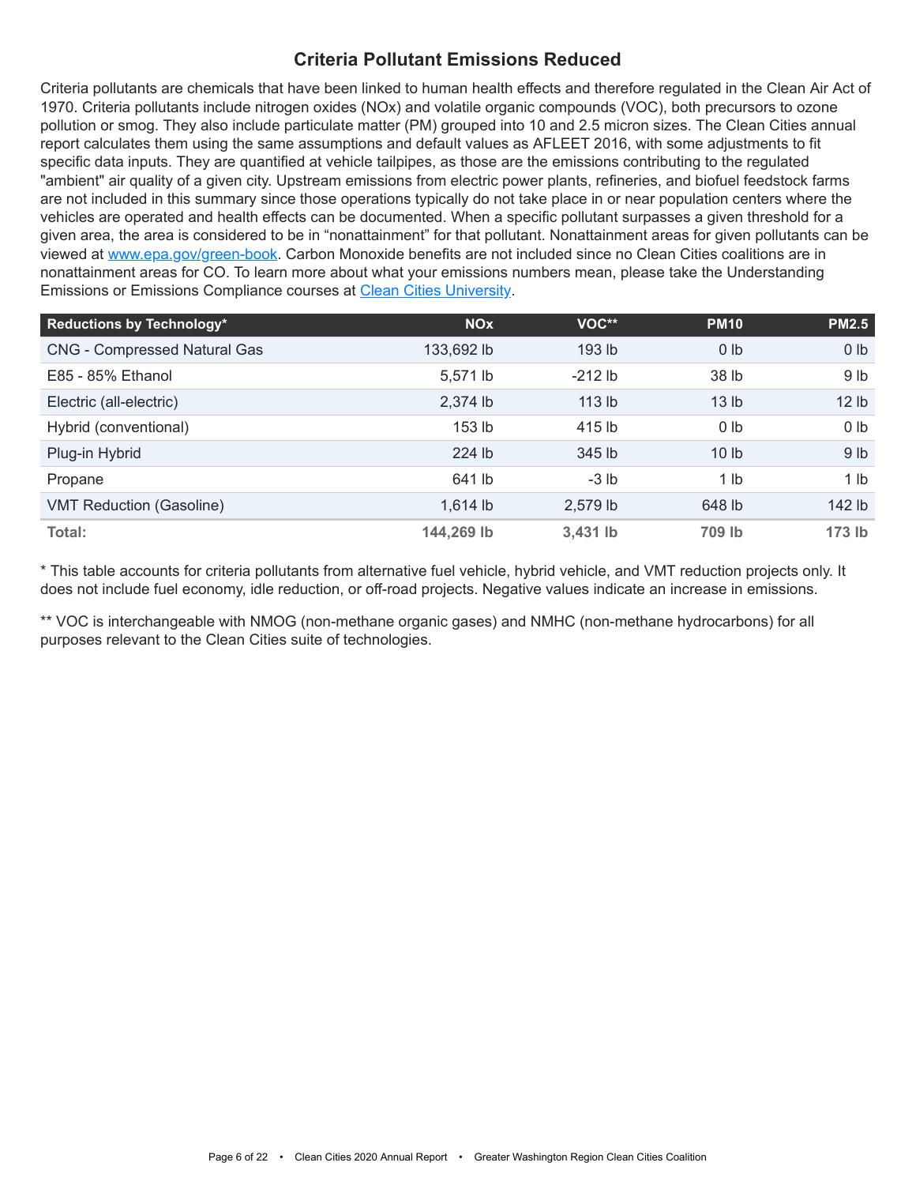## Criteria Pollutant Emissions Reduced

Criteria pollutants are chemicals that have been linked to human health effects and therefore regulated in the Clean Air Act of 1970. Criteria pollutants include nitrogen oxides (NOx) and volatile organic compounds (VOC), both precursors to ozone pollution or smog. They also include particulate matter (PM) grouped into 10 and 2.5 micron sizes. The Clean Cities annual report calculates them using the same assumptions and default values as AFLEET 2016, with some adjustments to fit specific data inputs. They are quantified at vehicle tailpipes, as those are the emissions contributing to the regulated "ambient" air quality of a given city. Upstream emissions from electric power plants, refineries, and biofuel feedstock farms are not included in this summary since those operations typically do not take place in or near population centers where the vehicles are operated and health effects can be documented. When a specific pollutant surpasses a given threshold for a given area, the area is considered to be in "nonattainment" for that pollutant. Nonattainment areas for given pollutants can be viewed at [www.epa.gov/green-book](http://www.epa.gov/green-book). Carbon Monoxide benefits are not included since no Clean Cities coalitions are in nonattainment areas for CO. To learn more about what your emissions numbers mean, please take the Understanding Emissions or Emissions Compliance courses at [Clean Cities University](#).

| Reductions by Technology* | NOx | VOC** | PM10 | PM2.5 |
|---|---:|---:|---:|---:|
| CNG - Compressed Natural Gas | 133,692 lb | 193 lb | 0 lb | 0 lb |
| E85 - 85% Ethanol | 5,571 lb | -212 lb | 38 lb | 9 lb |
| Electric (all-electric) | 2,374 lb | 113 lb | 13 lb | 12 lb |
| Hybrid (conventional) | 153 lb | 415 lb | 0 lb | 0 lb |
| Plug-in Hybrid | 224 lb | 345 lb | 10 lb | 9 lb |
| Propane | 641 lb | -3 lb | 1 lb | 1 lb |
| VMT Reduction (Gasoline) | 1,614 lb | 2,579 lb | 648 lb | 142 lb |
| **Total:** | **144,269 lb** | **3,431 lb** | **709 lb** | **173 lb** |

* This table accounts for criteria pollutants from alternative fuel vehicle, hybrid vehicle, and VMT reduction projects only. It does not include fuel economy, idle reduction, or off-road projects. Negative values indicate an increase in emissions.

** VOC is interchangeable with NMOG (non-methane organic gases) and NMHC (non-methane hydrocarbons) for all purposes relevant to the Clean Cities suite of technologies.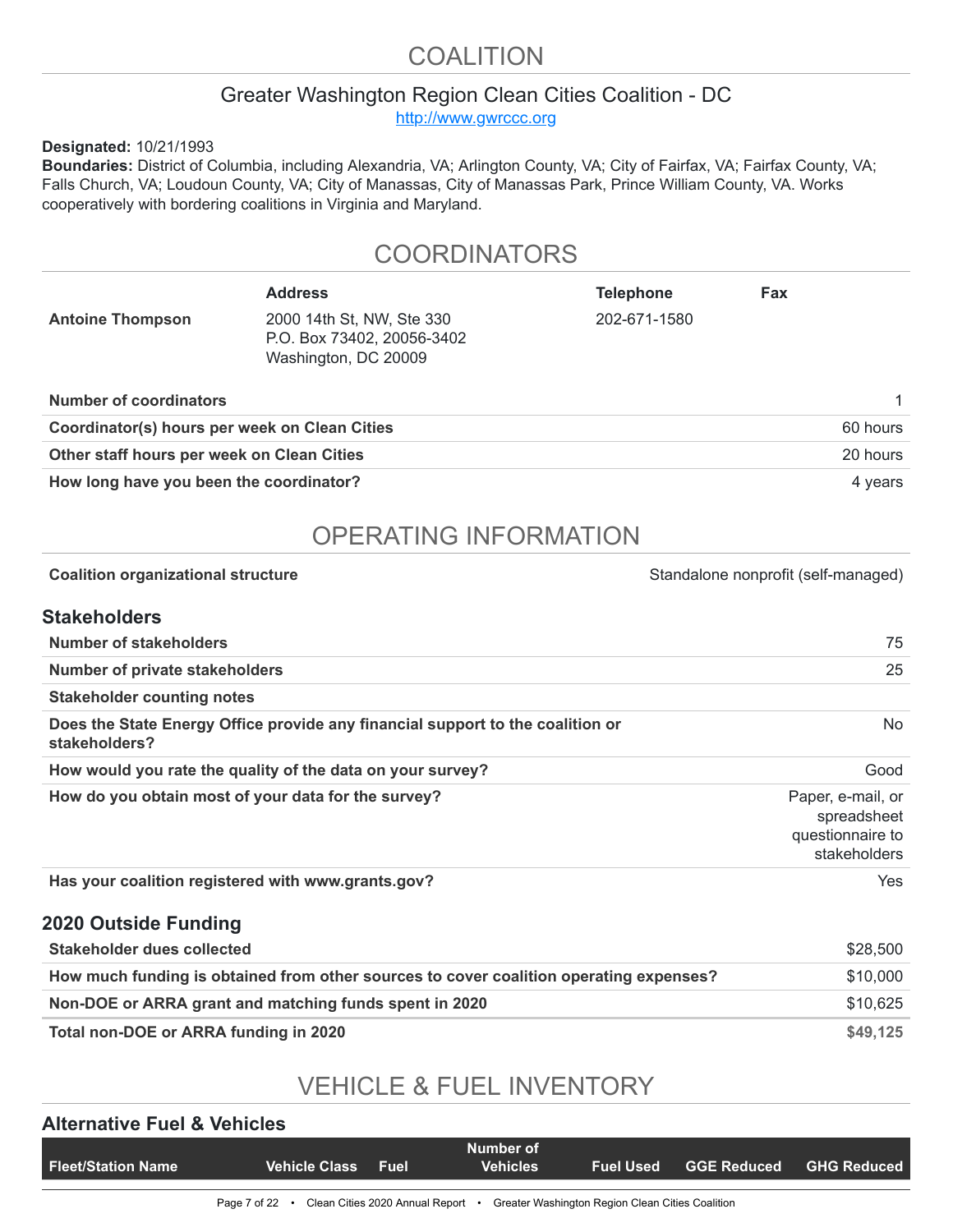# COALITION

## Greater Washington Region Clean Cities Coalition - DC

http://www.gwrccc.org

**Designated:** 10/21/1993

**Boundaries:** District of Columbia, including Alexandria, VA; Arlington County, VA; City of Fairfax, VA; Fairfax County, VA; Falls Church, VA; Loudoun County, VA; City of Manassas, City of Manassas Park, Prince William County, VA. Works cooperatively with bordering coalitions in Virginia and Maryland.

# COORDINATORS

| | Address | Telephone | Fax |
|---|---|---|---|
| **Antoine Thompson** | 2000 14th St, NW, Ste 330<br>P.O. Box 73402, 20056-3402<br>Washington, DC 20009 | 202-671-1580 | |

| | |
|---|---|
| **Number of coordinators** | 1 |
| **Coordinator(s) hours per week on Clean Cities** | 60 hours |
| **Other staff hours per week on Clean Cities** | 20 hours |
| **How long have you been the coordinator?** | 4 years |

# OPERATING INFORMATION

| | |
|---|---|
| **Coalition organizational structure** | Standalone nonprofit (self-managed) |

### Stakeholders

| | |
|---|---|
| **Number of stakeholders** | 75 |
| **Number of private stakeholders** | 25 |
| **Stakeholder counting notes** | |
| **Does the State Energy Office provide any financial support to the coalition or stakeholders?** | No |
| **How would you rate the quality of the data on your survey?** | Good |
| **How do you obtain most of your data for the survey?** | Paper, e-mail, or spreadsheet questionnaire to stakeholders |
| **Has your coalition registered with www.grants.gov?** | Yes |

### 2020 Outside Funding

| | |
|---|---|
| **Stakeholder dues collected** | $28,500 |
| **How much funding is obtained from other sources to cover coalition operating expenses?** | $10,000 |
| **Non-DOE or ARRA grant and matching funds spent in 2020** | $10,625 |
| **Total non-DOE or ARRA funding in 2020** | **$49,125** |

# VEHICLE & FUEL INVENTORY

### Alternative Fuel & Vehicles

| Fleet/Station Name | Vehicle Class | Fuel | Number of Vehicles | Fuel Used | GGE Reduced | GHG Reduced |
|---|---|---|---|---|---|---|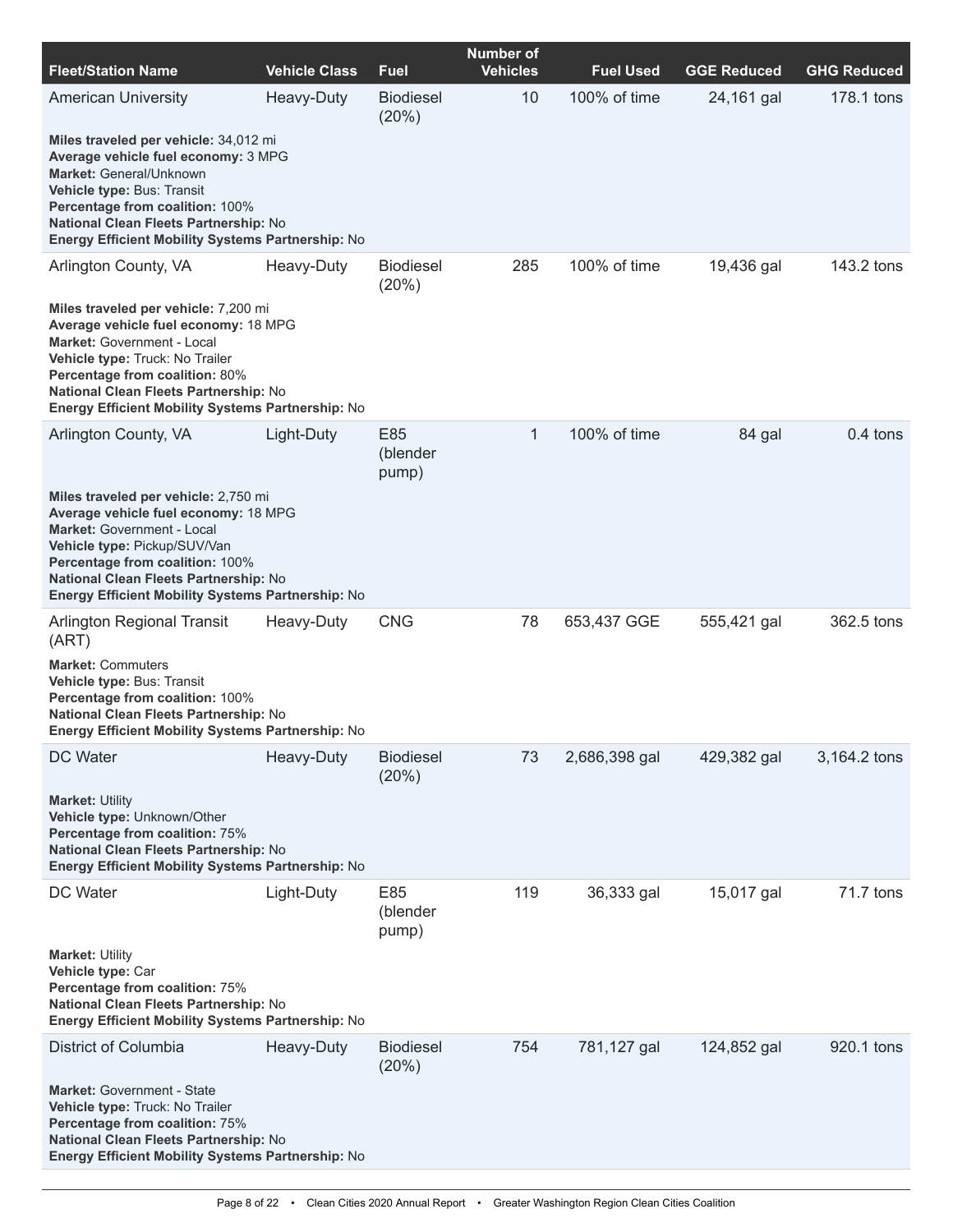| Fleet/Station Name | Vehicle Class | Fuel | Number of Vehicles | Fuel Used | GGE Reduced | GHG Reduced |
|---|---|---|---|---|---|---|
| American University | Heavy-Duty | Biodiesel (20%) | 10 | 100% of time | 24,161 gal | 178.1 tons |
| **Miles traveled per vehicle:** 34,012 mi<br>**Average vehicle fuel economy:** 3 MPG<br>**Market:** General/Unknown<br>**Vehicle type:** Bus: Transit<br>**Percentage from coalition:** 100%<br>**National Clean Fleets Partnership:** No<br>**Energy Efficient Mobility Systems Partnership:** No | | | | | | |
| Arlington County, VA | Heavy-Duty | Biodiesel (20%) | 285 | 100% of time | 19,436 gal | 143.2 tons |
| **Miles traveled per vehicle:** 7,200 mi<br>**Average vehicle fuel economy:** 18 MPG<br>**Market:** Government - Local<br>**Vehicle type:** Truck: No Trailer<br>**Percentage from coalition:** 80%<br>**National Clean Fleets Partnership:** No<br>**Energy Efficient Mobility Systems Partnership:** No | | | | | | |
| Arlington County, VA | Light-Duty | E85 (blender pump) | 1 | 100% of time | 84 gal | 0.4 tons |
| **Miles traveled per vehicle:** 2,750 mi<br>**Average vehicle fuel economy:** 18 MPG<br>**Market:** Government - Local<br>**Vehicle type:** Pickup/SUV/Van<br>**Percentage from coalition:** 100%<br>**National Clean Fleets Partnership:** No<br>**Energy Efficient Mobility Systems Partnership:** No | | | | | | |
| Arlington Regional Transit (ART) | Heavy-Duty | CNG | 78 | 653,437 GGE | 555,421 gal | 362.5 tons |
| **Market:** Commuters<br>**Vehicle type:** Bus: Transit<br>**Percentage from coalition:** 100%<br>**National Clean Fleets Partnership:** No<br>**Energy Efficient Mobility Systems Partnership:** No | | | | | | |
| DC Water | Heavy-Duty | Biodiesel (20%) | 73 | 2,686,398 gal | 429,382 gal | 3,164.2 tons |
| **Market:** Utility<br>**Vehicle type:** Unknown/Other<br>**Percentage from coalition:** 75%<br>**National Clean Fleets Partnership:** No<br>**Energy Efficient Mobility Systems Partnership:** No | | | | | | |
| DC Water | Light-Duty | E85 (blender pump) | 119 | 36,333 gal | 15,017 gal | 71.7 tons |
| **Market:** Utility<br>**Vehicle type:** Car<br>**Percentage from coalition:** 75%<br>**National Clean Fleets Partnership:** No<br>**Energy Efficient Mobility Systems Partnership:** No | | | | | | |
| District of Columbia | Heavy-Duty | Biodiesel (20%) | 754 | 781,127 gal | 124,852 gal | 920.1 tons |
| **Market:** Government - State<br>**Vehicle type:** Truck: No Trailer<br>**Percentage from coalition:** 75%<br>**National Clean Fleets Partnership:** No<br>**Energy Efficient Mobility Systems Partnership:** No | | | | | | |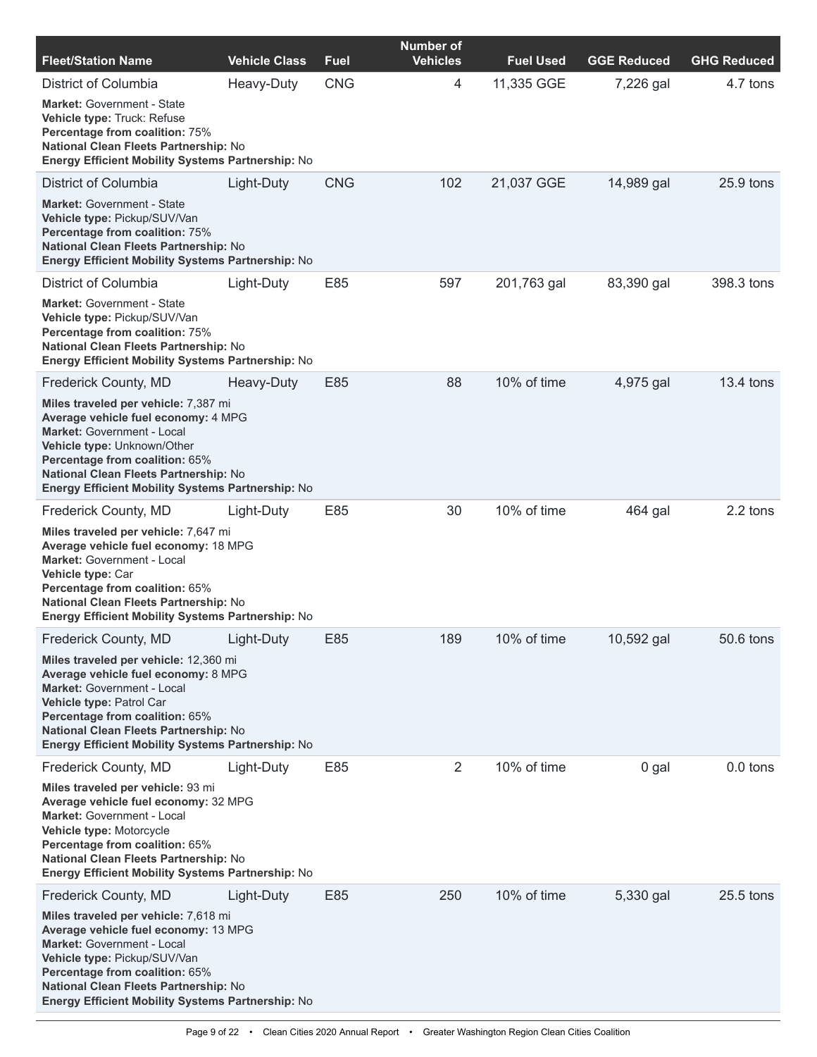| Fleet/Station Name | Vehicle Class | Fuel | Number of Vehicles | Fuel Used | GGE Reduced | GHG Reduced |
|---|---|---|---|---|---|---|
| District of Columbia<br>**Market:** Government - State<br>**Vehicle type:** Truck: Refuse<br>**Percentage from coalition:** 75%<br>**National Clean Fleets Partnership:** No<br>**Energy Efficient Mobility Systems Partnership:** No | Heavy-Duty | CNG | 4 | 11,335 GGE | 7,226 gal | 4.7 tons |
| District of Columbia<br>**Market:** Government - State<br>**Vehicle type:** Pickup/SUV/Van<br>**Percentage from coalition:** 75%<br>**National Clean Fleets Partnership:** No<br>**Energy Efficient Mobility Systems Partnership:** No | Light-Duty | CNG | 102 | 21,037 GGE | 14,989 gal | 25.9 tons |
| District of Columbia<br>**Market:** Government - State<br>**Vehicle type:** Pickup/SUV/Van<br>**Percentage from coalition:** 75%<br>**National Clean Fleets Partnership:** No<br>**Energy Efficient Mobility Systems Partnership:** No | Light-Duty | E85 | 597 | 201,763 gal | 83,390 gal | 398.3 tons |
| Frederick County, MD<br>**Miles traveled per vehicle:** 7,387 mi<br>**Average vehicle fuel economy:** 4 MPG<br>**Market:** Government - Local<br>**Vehicle type:** Unknown/Other<br>**Percentage from coalition:** 65%<br>**National Clean Fleets Partnership:** No<br>**Energy Efficient Mobility Systems Partnership:** No | Heavy-Duty | E85 | 88 | 10% of time | 4,975 gal | 13.4 tons |
| Frederick County, MD<br>**Miles traveled per vehicle:** 7,647 mi<br>**Average vehicle fuel economy:** 18 MPG<br>**Market:** Government - Local<br>**Vehicle type:** Car<br>**Percentage from coalition:** 65%<br>**National Clean Fleets Partnership:** No<br>**Energy Efficient Mobility Systems Partnership:** No | Light-Duty | E85 | 30 | 10% of time | 464 gal | 2.2 tons |
| Frederick County, MD<br>**Miles traveled per vehicle:** 12,360 mi<br>**Average vehicle fuel economy:** 8 MPG<br>**Market:** Government - Local<br>**Vehicle type:** Patrol Car<br>**Percentage from coalition:** 65%<br>**National Clean Fleets Partnership:** No<br>**Energy Efficient Mobility Systems Partnership:** No | Light-Duty | E85 | 189 | 10% of time | 10,592 gal | 50.6 tons |
| Frederick County, MD<br>**Miles traveled per vehicle:** 93 mi<br>**Average vehicle fuel economy:** 32 MPG<br>**Market:** Government - Local<br>**Vehicle type:** Motorcycle<br>**Percentage from coalition:** 65%<br>**National Clean Fleets Partnership:** No<br>**Energy Efficient Mobility Systems Partnership:** No | Light-Duty | E85 | 2 | 10% of time | 0 gal | 0.0 tons |
| Frederick County, MD<br>**Miles traveled per vehicle:** 7,618 mi<br>**Average vehicle fuel economy:** 13 MPG<br>**Market:** Government - Local<br>**Vehicle type:** Pickup/SUV/Van<br>**Percentage from coalition:** 65%<br>**National Clean Fleets Partnership:** No<br>**Energy Efficient Mobility Systems Partnership:** No | Light-Duty | E85 | 250 | 10% of time | 5,330 gal | 25.5 tons |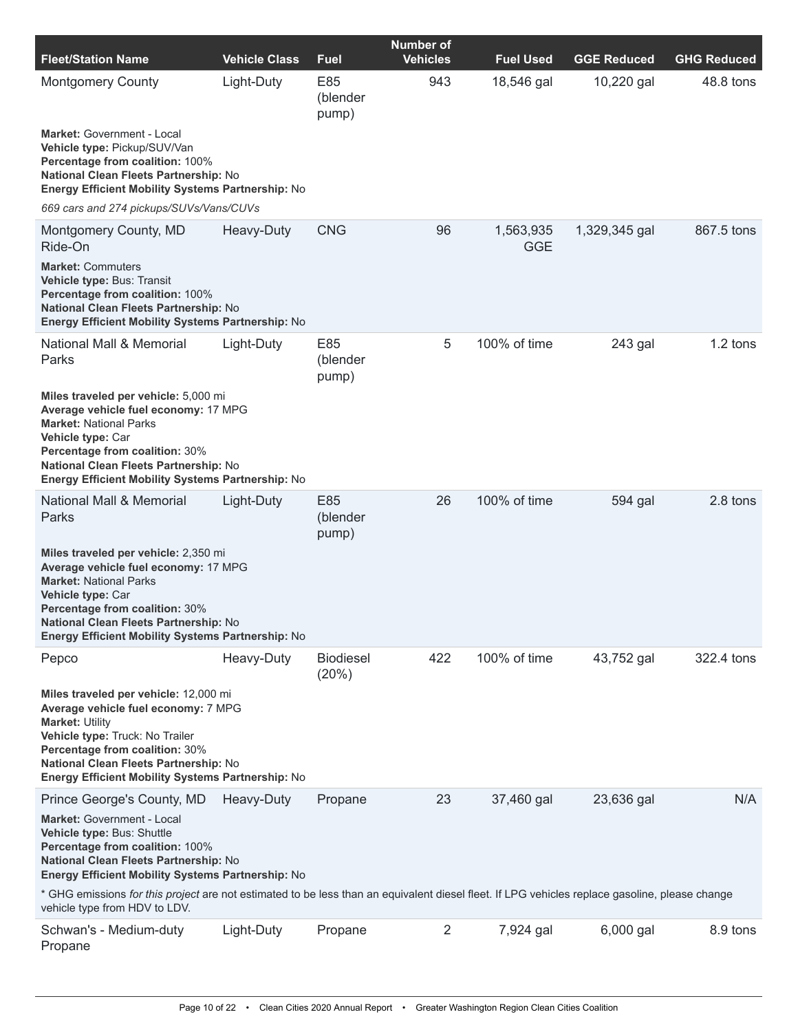| Fleet/Station Name | Vehicle Class | Fuel | Number of Vehicles | Fuel Used | GGE Reduced | GHG Reduced |
|---|---|---|---|---|---|---|
| Montgomery County | Light-Duty | E85 (blender pump) | 943 | 18,546 gal | 10,220 gal | 48.8 tons |
| **Market:** Government - Local<br>**Vehicle type:** Pickup/SUV/Van<br>**Percentage from coalition:** 100%<br>**National Clean Fleets Partnership:** No<br>**Energy Efficient Mobility Systems Partnership:** No<br>*669 cars and 274 pickups/SUVs/Vans/CUVs* | | | | | | |
| Montgomery County, MD Ride-On | Heavy-Duty | CNG | 96 | 1,563,935 GGE | 1,329,345 gal | 867.5 tons |
| **Market:** Commuters<br>**Vehicle type:** Bus: Transit<br>**Percentage from coalition:** 100%<br>**National Clean Fleets Partnership:** No<br>**Energy Efficient Mobility Systems Partnership:** No | | | | | | |
| National Mall & Memorial Parks | Light-Duty | E85 (blender pump) | 5 | 100% of time | 243 gal | 1.2 tons |
| **Miles traveled per vehicle:** 5,000 mi<br>**Average vehicle fuel economy:** 17 MPG<br>**Market:** National Parks<br>**Vehicle type:** Car<br>**Percentage from coalition:** 30%<br>**National Clean Fleets Partnership:** No<br>**Energy Efficient Mobility Systems Partnership:** No | | | | | | |
| National Mall & Memorial Parks | Light-Duty | E85 (blender pump) | 26 | 100% of time | 594 gal | 2.8 tons |
| **Miles traveled per vehicle:** 2,350 mi<br>**Average vehicle fuel economy:** 17 MPG<br>**Market:** National Parks<br>**Vehicle type:** Car<br>**Percentage from coalition:** 30%<br>**National Clean Fleets Partnership:** No<br>**Energy Efficient Mobility Systems Partnership:** No | | | | | | |
| Pepco | Heavy-Duty | Biodiesel (20%) | 422 | 100% of time | 43,752 gal | 322.4 tons |
| **Miles traveled per vehicle:** 12,000 mi<br>**Average vehicle fuel economy:** 7 MPG<br>**Market:** Utility<br>**Vehicle type:** Truck: No Trailer<br>**Percentage from coalition:** 30%<br>**National Clean Fleets Partnership:** No<br>**Energy Efficient Mobility Systems Partnership:** No | | | | | | |
| Prince George's County, MD | Heavy-Duty | Propane | 23 | 37,460 gal | 23,636 gal | N/A |
| **Market:** Government - Local<br>**Vehicle type:** Bus: Shuttle<br>**Percentage from coalition:** 100%<br>**National Clean Fleets Partnership:** No<br>**Energy Efficient Mobility Systems Partnership:** No<br>* GHG emissions *for this project* are not estimated to be less than an equivalent diesel fleet. If LPG vehicles replace gasoline, please change vehicle type from HDV to LDV. | | | | | | |
| Schwan's - Medium-duty Propane | Light-Duty | Propane | 2 | 7,924 gal | 6,000 gal | 8.9 tons |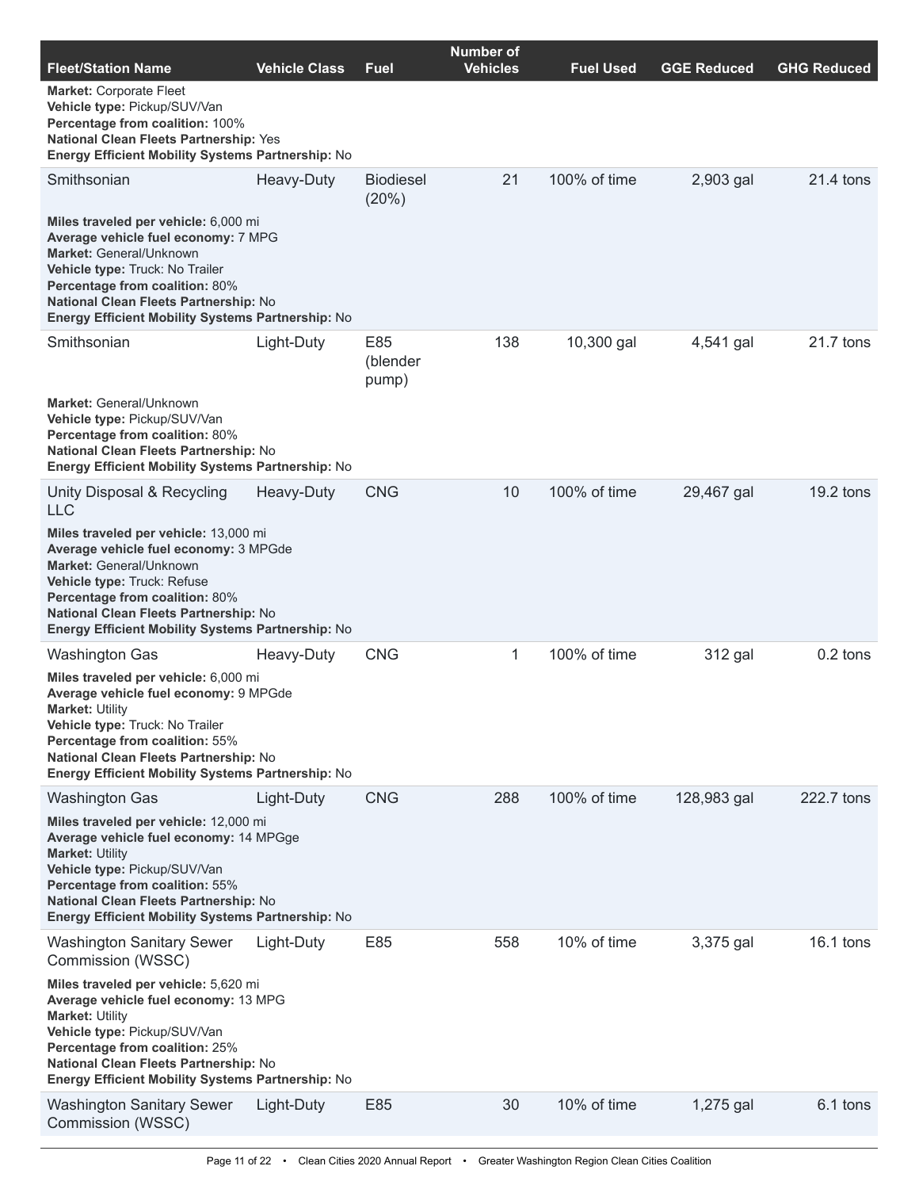| Fleet/Station Name | Vehicle Class | Fuel | Number of Vehicles | Fuel Used | GGE Reduced | GHG Reduced |
|---|---|---|---|---|---|---|
| **Market:** Corporate Fleet<br>**Vehicle type:** Pickup/SUV/Van<br>**Percentage from coalition:** 100%<br>**National Clean Fleets Partnership:** Yes<br>**Energy Efficient Mobility Systems Partnership:** No | | | | | | |
| Smithsonian | Heavy-Duty | Biodiesel (20%) | 21 | 100% of time | 2,903 gal | 21.4 tons |
| **Miles traveled per vehicle:** 6,000 mi<br>**Average vehicle fuel economy:** 7 MPG<br>**Market:** General/Unknown<br>**Vehicle type:** Truck: No Trailer<br>**Percentage from coalition:** 80%<br>**National Clean Fleets Partnership:** No<br>**Energy Efficient Mobility Systems Partnership:** No | | | | | | |
| Smithsonian | Light-Duty | E85 (blender pump) | 138 | 10,300 gal | 4,541 gal | 21.7 tons |
| **Market:** General/Unknown<br>**Vehicle type:** Pickup/SUV/Van<br>**Percentage from coalition:** 80%<br>**National Clean Fleets Partnership:** No<br>**Energy Efficient Mobility Systems Partnership:** No | | | | | | |
| Unity Disposal & Recycling LLC | Heavy-Duty | CNG | 10 | 100% of time | 29,467 gal | 19.2 tons |
| **Miles traveled per vehicle:** 13,000 mi<br>**Average vehicle fuel economy:** 3 MPGde<br>**Market:** General/Unknown<br>**Vehicle type:** Truck: Refuse<br>**Percentage from coalition:** 80%<br>**National Clean Fleets Partnership:** No<br>**Energy Efficient Mobility Systems Partnership:** No | | | | | | |
| Washington Gas | Heavy-Duty | CNG | 1 | 100% of time | 312 gal | 0.2 tons |
| **Miles traveled per vehicle:** 6,000 mi<br>**Average vehicle fuel economy:** 9 MPGde<br>**Market:** Utility<br>**Vehicle type:** Truck: No Trailer<br>**Percentage from coalition:** 55%<br>**National Clean Fleets Partnership:** No<br>**Energy Efficient Mobility Systems Partnership:** No | | | | | | |
| Washington Gas | Light-Duty | CNG | 288 | 100% of time | 128,983 gal | 222.7 tons |
| **Miles traveled per vehicle:** 12,000 mi<br>**Average vehicle fuel economy:** 14 MPGge<br>**Market:** Utility<br>**Vehicle type:** Pickup/SUV/Van<br>**Percentage from coalition:** 55%<br>**National Clean Fleets Partnership:** No<br>**Energy Efficient Mobility Systems Partnership:** No | | | | | | |
| Washington Sanitary Sewer Commission (WSSC) | Light-Duty | E85 | 558 | 10% of time | 3,375 gal | 16.1 tons |
| **Miles traveled per vehicle:** 5,620 mi<br>**Average vehicle fuel economy:** 13 MPG<br>**Market:** Utility<br>**Vehicle type:** Pickup/SUV/Van<br>**Percentage from coalition:** 25%<br>**National Clean Fleets Partnership:** No<br>**Energy Efficient Mobility Systems Partnership:** No | | | | | | |
| Washington Sanitary Sewer Commission (WSSC) | Light-Duty | E85 | 30 | 10% of time | 1,275 gal | 6.1 tons |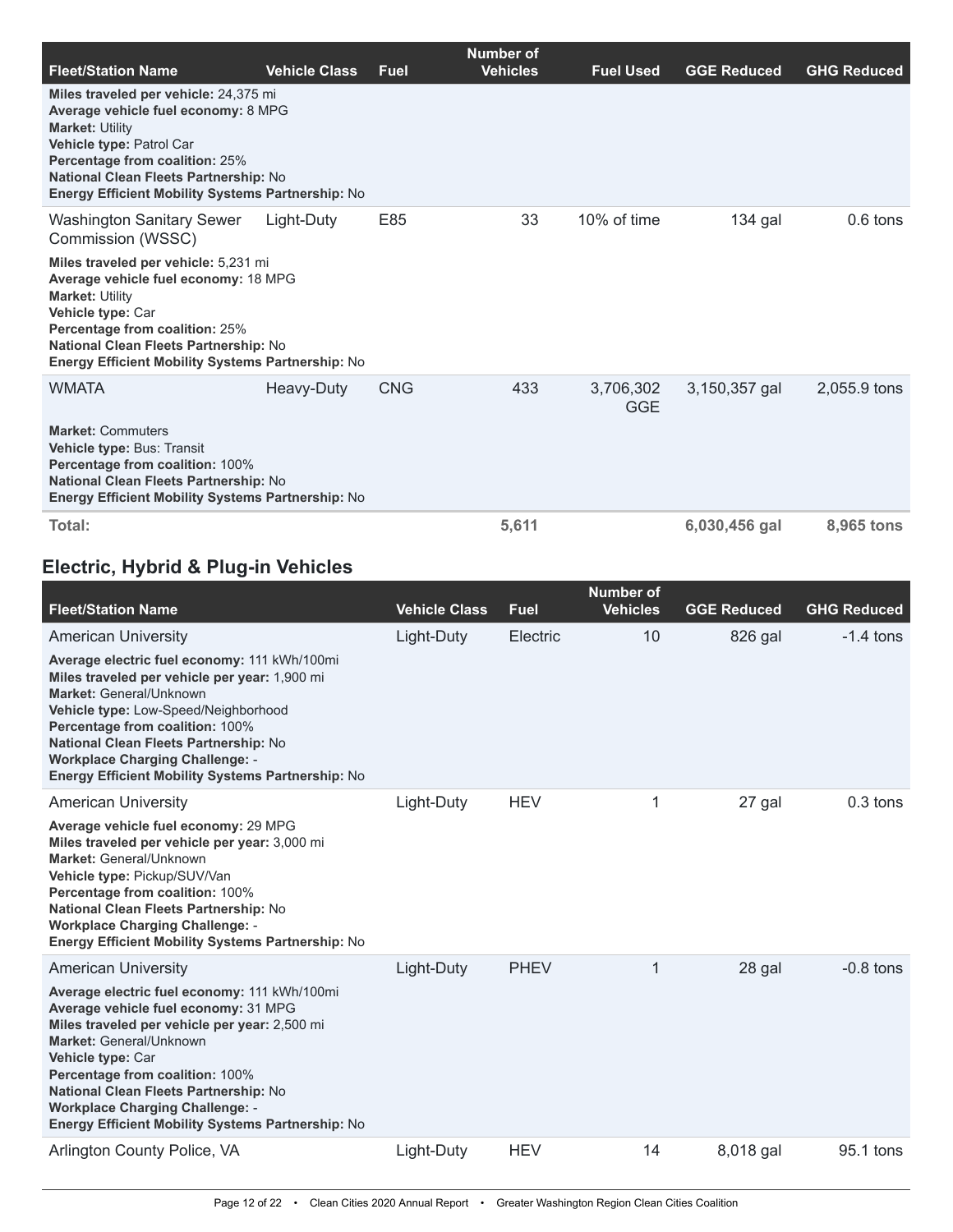| Fleet/Station Name | Vehicle Class | Fuel | Number of Vehicles | Fuel Used | GGE Reduced | GHG Reduced |
|---|---|---|---|---|---|---|
| **Miles traveled per vehicle:** 24,375 mi<br>**Average vehicle fuel economy:** 8 MPG<br>**Market:** Utility<br>**Vehicle type:** Patrol Car<br>**Percentage from coalition:** 25%<br>**National Clean Fleets Partnership:** No<br>**Energy Efficient Mobility Systems Partnership:** No | | | | | | |
| Washington Sanitary Sewer Commission (WSSC)<br>**Miles traveled per vehicle:** 5,231 mi<br>**Average vehicle fuel economy:** 18 MPG<br>**Market:** Utility<br>**Vehicle type:** Car<br>**Percentage from coalition:** 25%<br>**National Clean Fleets Partnership:** No<br>**Energy Efficient Mobility Systems Partnership:** No | Light-Duty | E85 | 33 | 10% of time | 134 gal | 0.6 tons |
| WMATA<br>**Market:** Commuters<br>**Vehicle type:** Bus: Transit<br>**Percentage from coalition:** 100%<br>**National Clean Fleets Partnership:** No<br>**Energy Efficient Mobility Systems Partnership:** No | Heavy-Duty | CNG | 433 | 3,706,302 GGE | 3,150,357 gal | 2,055.9 tons |
| **Total:** | | | **5,611** | | **6,030,456 gal** | **8,965 tons** |

## Electric, Hybrid & Plug-in Vehicles

| Fleet/Station Name | Vehicle Class | Fuel | Number of Vehicles | GGE Reduced | GHG Reduced |
|---|---|---|---|---|---|
| American University<br>**Average electric fuel economy:** 111 kWh/100mi<br>**Miles traveled per vehicle per year:** 1,900 mi<br>**Market:** General/Unknown<br>**Vehicle type:** Low-Speed/Neighborhood<br>**Percentage from coalition:** 100%<br>**National Clean Fleets Partnership:** No<br>**Workplace Charging Challenge:** -<br>**Energy Efficient Mobility Systems Partnership:** No | Light-Duty | Electric | 10 | 826 gal | -1.4 tons |
| American University<br>**Average vehicle fuel economy:** 29 MPG<br>**Miles traveled per vehicle per year:** 3,000 mi<br>**Market:** General/Unknown<br>**Vehicle type:** Pickup/SUV/Van<br>**Percentage from coalition:** 100%<br>**National Clean Fleets Partnership:** No<br>**Workplace Charging Challenge:** -<br>**Energy Efficient Mobility Systems Partnership:** No | Light-Duty | HEV | 1 | 27 gal | 0.3 tons |
| American University<br>**Average electric fuel economy:** 111 kWh/100mi<br>**Average vehicle fuel economy:** 31 MPG<br>**Miles traveled per vehicle per year:** 2,500 mi<br>**Market:** General/Unknown<br>**Vehicle type:** Car<br>**Percentage from coalition:** 100%<br>**National Clean Fleets Partnership:** No<br>**Workplace Charging Challenge:** -<br>**Energy Efficient Mobility Systems Partnership:** No | Light-Duty | PHEV | 1 | 28 gal | -0.8 tons |
| Arlington County Police, VA | Light-Duty | HEV | 14 | 8,018 gal | 95.1 tons |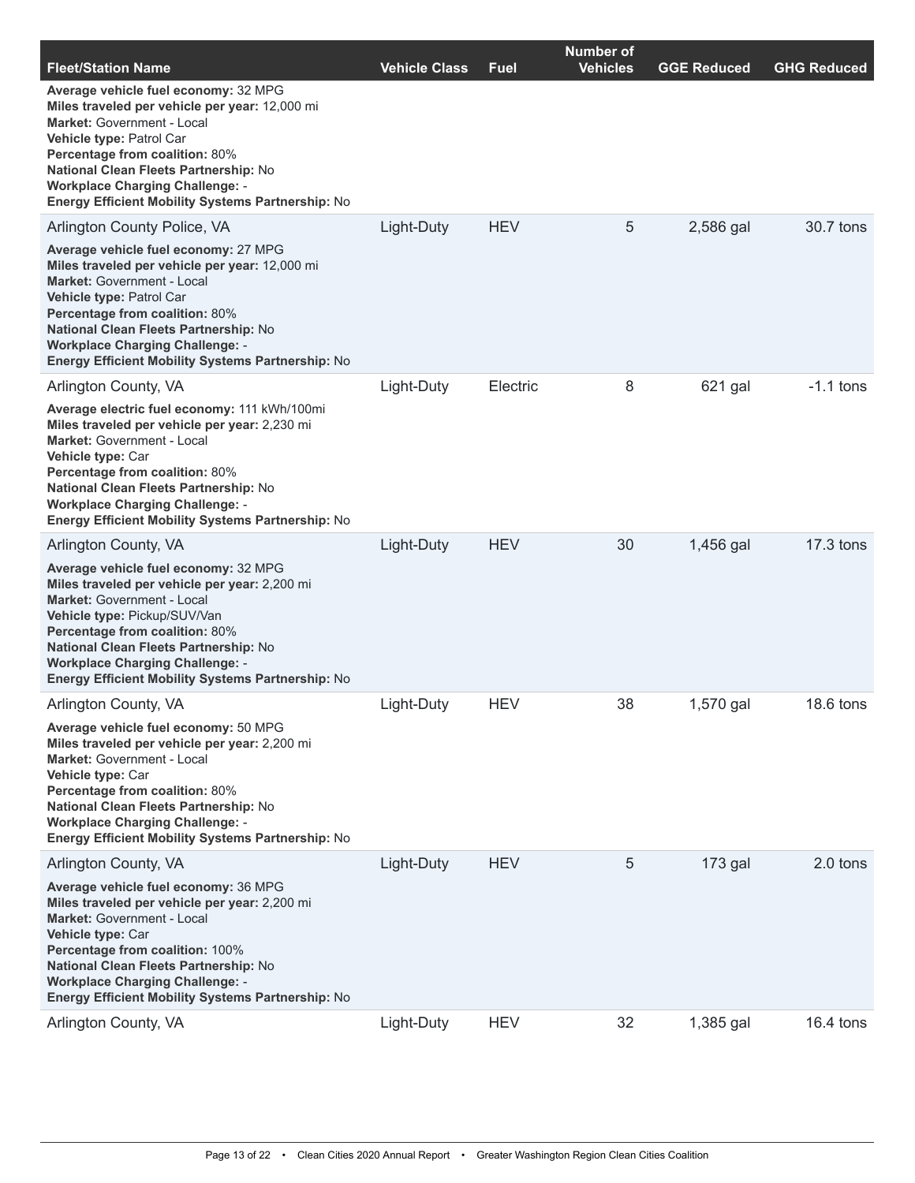| Fleet/Station Name | Vehicle Class | Fuel | Number of Vehicles | GGE Reduced | GHG Reduced |
|---|---|---|---|---|---|
| **Average vehicle fuel economy:** 32 MPG<br>**Miles traveled per vehicle per year:** 12,000 mi<br>**Market:** Government - Local<br>**Vehicle type:** Patrol Car<br>**Percentage from coalition:** 80%<br>**National Clean Fleets Partnership:** No<br>**Workplace Charging Challenge:** -<br>**Energy Efficient Mobility Systems Partnership:** No | | | | | |
| Arlington County Police, VA | Light-Duty | HEV | 5 | 2,586 gal | 30.7 tons |
| **Average vehicle fuel economy:** 27 MPG<br>**Miles traveled per vehicle per year:** 12,000 mi<br>**Market:** Government - Local<br>**Vehicle type:** Patrol Car<br>**Percentage from coalition:** 80%<br>**National Clean Fleets Partnership:** No<br>**Workplace Charging Challenge:** -<br>**Energy Efficient Mobility Systems Partnership:** No | | | | | |
| Arlington County, VA | Light-Duty | Electric | 8 | 621 gal | -1.1 tons |
| **Average electric fuel economy:** 111 kWh/100mi<br>**Miles traveled per vehicle per year:** 2,230 mi<br>**Market:** Government - Local<br>**Vehicle type:** Car<br>**Percentage from coalition:** 80%<br>**National Clean Fleets Partnership:** No<br>**Workplace Charging Challenge:** -<br>**Energy Efficient Mobility Systems Partnership:** No | | | | | |
| Arlington County, VA | Light-Duty | HEV | 30 | 1,456 gal | 17.3 tons |
| **Average vehicle fuel economy:** 32 MPG<br>**Miles traveled per vehicle per year:** 2,200 mi<br>**Market:** Government - Local<br>**Vehicle type:** Pickup/SUV/Van<br>**Percentage from coalition:** 80%<br>**National Clean Fleets Partnership:** No<br>**Workplace Charging Challenge:** -<br>**Energy Efficient Mobility Systems Partnership:** No | | | | | |
| Arlington County, VA | Light-Duty | HEV | 38 | 1,570 gal | 18.6 tons |
| **Average vehicle fuel economy:** 50 MPG<br>**Miles traveled per vehicle per year:** 2,200 mi<br>**Market:** Government - Local<br>**Vehicle type:** Car<br>**Percentage from coalition:** 80%<br>**National Clean Fleets Partnership:** No<br>**Workplace Charging Challenge:** -<br>**Energy Efficient Mobility Systems Partnership:** No | | | | | |
| Arlington County, VA | Light-Duty | HEV | 5 | 173 gal | 2.0 tons |
| **Average vehicle fuel economy:** 36 MPG<br>**Miles traveled per vehicle per year:** 2,200 mi<br>**Market:** Government - Local<br>**Vehicle type:** Car<br>**Percentage from coalition:** 100%<br>**National Clean Fleets Partnership:** No<br>**Workplace Charging Challenge:** -<br>**Energy Efficient Mobility Systems Partnership:** No | | | | | |
| Arlington County, VA | Light-Duty | HEV | 32 | 1,385 gal | 16.4 tons |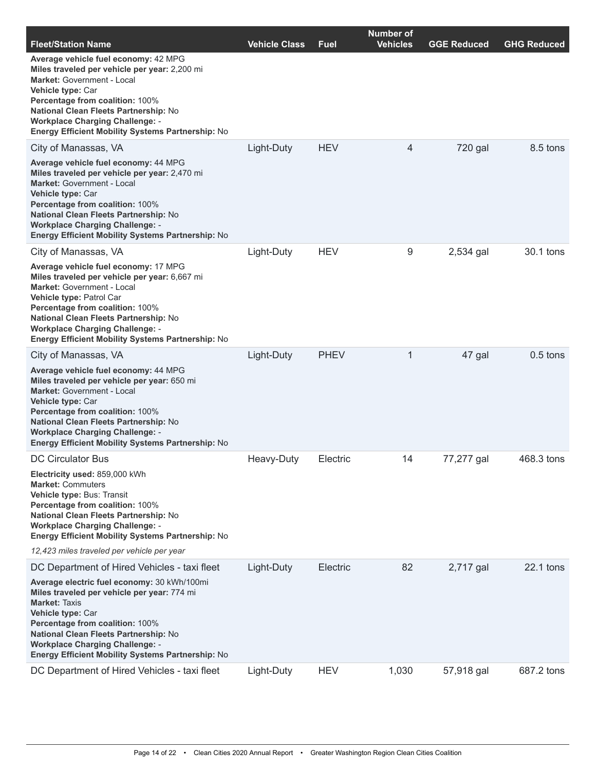| Fleet/Station Name | Vehicle Class | Fuel | Number of Vehicles | GGE Reduced | GHG Reduced |
|---|---|---|---|---|---|
| **Average vehicle fuel economy:** 42 MPG<br>**Miles traveled per vehicle per year:** 2,200 mi<br>**Market:** Government - Local<br>**Vehicle type:** Car<br>**Percentage from coalition:** 100%<br>**National Clean Fleets Partnership:** No<br>**Workplace Charging Challenge:** -<br>**Energy Efficient Mobility Systems Partnership:** No | | | | | |
| City of Manassas, VA<br>**Average vehicle fuel economy:** 44 MPG<br>**Miles traveled per vehicle per year:** 2,470 mi<br>**Market:** Government - Local<br>**Vehicle type:** Car<br>**Percentage from coalition:** 100%<br>**National Clean Fleets Partnership:** No<br>**Workplace Charging Challenge:** -<br>**Energy Efficient Mobility Systems Partnership:** No | Light-Duty | HEV | 4 | 720 gal | 8.5 tons |
| City of Manassas, VA<br>**Average vehicle fuel economy:** 17 MPG<br>**Miles traveled per vehicle per year:** 6,667 mi<br>**Market:** Government - Local<br>**Vehicle type:** Patrol Car<br>**Percentage from coalition:** 100%<br>**National Clean Fleets Partnership:** No<br>**Workplace Charging Challenge:** -<br>**Energy Efficient Mobility Systems Partnership:** No | Light-Duty | HEV | 9 | 2,534 gal | 30.1 tons |
| City of Manassas, VA<br>**Average vehicle fuel economy:** 44 MPG<br>**Miles traveled per vehicle per year:** 650 mi<br>**Market:** Government - Local<br>**Vehicle type:** Car<br>**Percentage from coalition:** 100%<br>**National Clean Fleets Partnership:** No<br>**Workplace Charging Challenge:** -<br>**Energy Efficient Mobility Systems Partnership:** No | Light-Duty | PHEV | 1 | 47 gal | 0.5 tons |
| DC Circulator Bus<br>**Electricity used:** 859,000 kWh<br>**Market:** Commuters<br>**Vehicle type:** Bus: Transit<br>**Percentage from coalition:** 100%<br>**National Clean Fleets Partnership:** No<br>**Workplace Charging Challenge:** -<br>**Energy Efficient Mobility Systems Partnership:** No<br>*12,423 miles traveled per vehicle per year* | Heavy-Duty | Electric | 14 | 77,277 gal | 468.3 tons |
| DC Department of Hired Vehicles - taxi fleet<br>**Average electric fuel economy:** 30 kWh/100mi<br>**Miles traveled per vehicle per year:** 774 mi<br>**Market:** Taxis<br>**Vehicle type:** Car<br>**Percentage from coalition:** 100%<br>**National Clean Fleets Partnership:** No<br>**Workplace Charging Challenge:** -<br>**Energy Efficient Mobility Systems Partnership:** No | Light-Duty | Electric | 82 | 2,717 gal | 22.1 tons |
| DC Department of Hired Vehicles - taxi fleet | Light-Duty | HEV | 1,030 | 57,918 gal | 687.2 tons |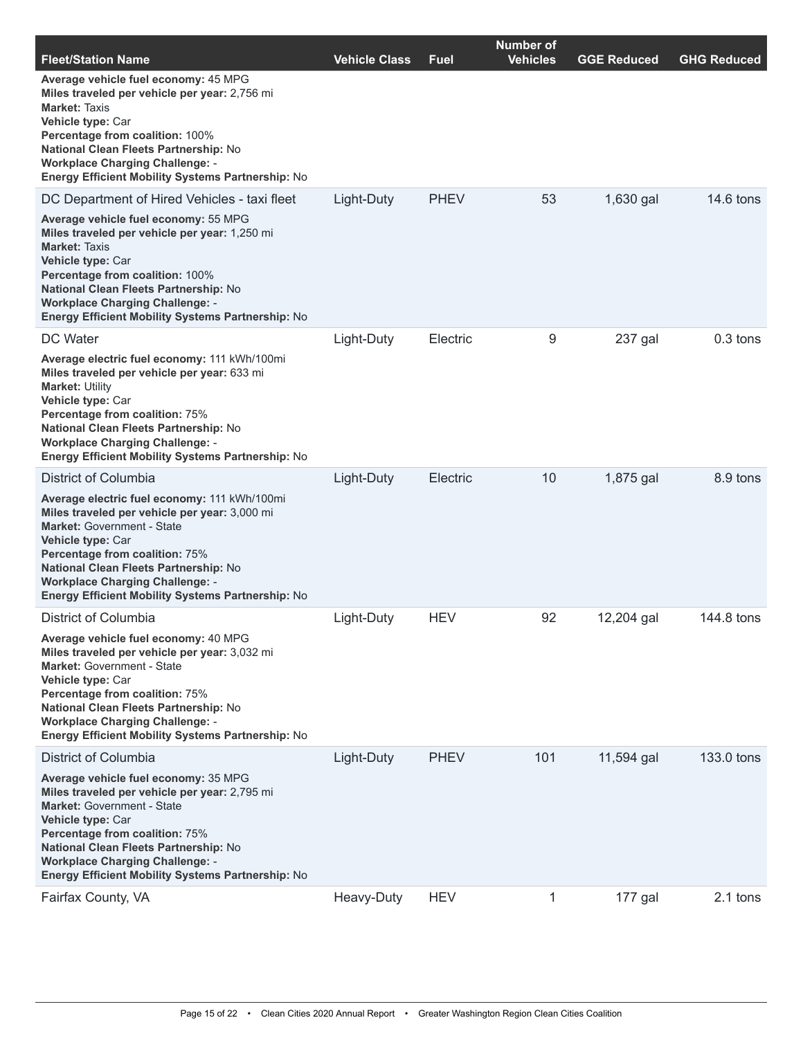| Fleet/Station Name | Vehicle Class | Fuel | Number of Vehicles | GGE Reduced | GHG Reduced |
|---|---|---|---|---|---|
| **Average vehicle fuel economy:** 45 MPG<br>**Miles traveled per vehicle per year:** 2,756 mi<br>**Market:** Taxis<br>**Vehicle type:** Car<br>**Percentage from coalition:** 100%<br>**National Clean Fleets Partnership:** No<br>**Workplace Charging Challenge:** -<br>**Energy Efficient Mobility Systems Partnership:** No | | | | | |
| DC Department of Hired Vehicles - taxi fleet | Light-Duty | PHEV | 53 | 1,630 gal | 14.6 tons |
| **Average vehicle fuel economy:** 55 MPG<br>**Miles traveled per vehicle per year:** 1,250 mi<br>**Market:** Taxis<br>**Vehicle type:** Car<br>**Percentage from coalition:** 100%<br>**National Clean Fleets Partnership:** No<br>**Workplace Charging Challenge:** -<br>**Energy Efficient Mobility Systems Partnership:** No | | | | | |
| DC Water | Light-Duty | Electric | 9 | 237 gal | 0.3 tons |
| **Average electric fuel economy:** 111 kWh/100mi<br>**Miles traveled per vehicle per year:** 633 mi<br>**Market:** Utility<br>**Vehicle type:** Car<br>**Percentage from coalition:** 75%<br>**National Clean Fleets Partnership:** No<br>**Workplace Charging Challenge:** -<br>**Energy Efficient Mobility Systems Partnership:** No | | | | | |
| District of Columbia | Light-Duty | Electric | 10 | 1,875 gal | 8.9 tons |
| **Average electric fuel economy:** 111 kWh/100mi<br>**Miles traveled per vehicle per year:** 3,000 mi<br>**Market:** Government - State<br>**Vehicle type:** Car<br>**Percentage from coalition:** 75%<br>**National Clean Fleets Partnership:** No<br>**Workplace Charging Challenge:** -<br>**Energy Efficient Mobility Systems Partnership:** No | | | | | |
| District of Columbia | Light-Duty | HEV | 92 | 12,204 gal | 144.8 tons |
| **Average vehicle fuel economy:** 40 MPG<br>**Miles traveled per vehicle per year:** 3,032 mi<br>**Market:** Government - State<br>**Vehicle type:** Car<br>**Percentage from coalition:** 75%<br>**National Clean Fleets Partnership:** No<br>**Workplace Charging Challenge:** -<br>**Energy Efficient Mobility Systems Partnership:** No | | | | | |
| District of Columbia | Light-Duty | PHEV | 101 | 11,594 gal | 133.0 tons |
| **Average vehicle fuel economy:** 35 MPG<br>**Miles traveled per vehicle per year:** 2,795 mi<br>**Market:** Government - State<br>**Vehicle type:** Car<br>**Percentage from coalition:** 75%<br>**National Clean Fleets Partnership:** No<br>**Workplace Charging Challenge:** -<br>**Energy Efficient Mobility Systems Partnership:** No | | | | | |
| Fairfax County, VA | Heavy-Duty | HEV | 1 | 177 gal | 2.1 tons |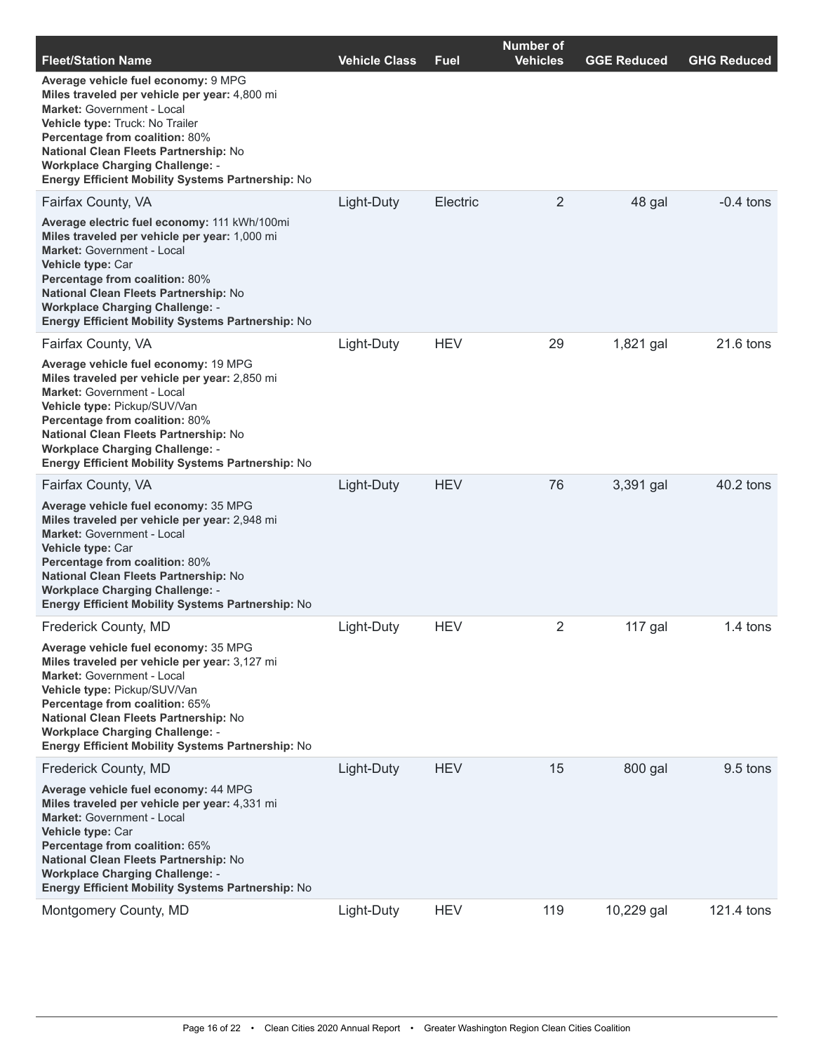| Fleet/Station Name | Vehicle Class | Fuel | Number of Vehicles | GGE Reduced | GHG Reduced |
|---|---|---|---|---|---|
| **Average vehicle fuel economy:** 9 MPG<br>**Miles traveled per vehicle per year:** 4,800 mi<br>**Market:** Government - Local<br>**Vehicle type:** Truck: No Trailer<br>**Percentage from coalition:** 80%<br>**National Clean Fleets Partnership:** No<br>**Workplace Charging Challenge:** -<br>**Energy Efficient Mobility Systems Partnership:** No | | | | | |
| Fairfax County, VA<br>**Average electric fuel economy:** 111 kWh/100mi<br>**Miles traveled per vehicle per year:** 1,000 mi<br>**Market:** Government - Local<br>**Vehicle type:** Car<br>**Percentage from coalition:** 80%<br>**National Clean Fleets Partnership:** No<br>**Workplace Charging Challenge:** -<br>**Energy Efficient Mobility Systems Partnership:** No | Light-Duty | Electric | 2 | 48 gal | -0.4 tons |
| Fairfax County, VA<br>**Average vehicle fuel economy:** 19 MPG<br>**Miles traveled per vehicle per year:** 2,850 mi<br>**Market:** Government - Local<br>**Vehicle type:** Pickup/SUV/Van<br>**Percentage from coalition:** 80%<br>**National Clean Fleets Partnership:** No<br>**Workplace Charging Challenge:** -<br>**Energy Efficient Mobility Systems Partnership:** No | Light-Duty | HEV | 29 | 1,821 gal | 21.6 tons |
| Fairfax County, VA<br>**Average vehicle fuel economy:** 35 MPG<br>**Miles traveled per vehicle per year:** 2,948 mi<br>**Market:** Government - Local<br>**Vehicle type:** Car<br>**Percentage from coalition:** 80%<br>**National Clean Fleets Partnership:** No<br>**Workplace Charging Challenge:** -<br>**Energy Efficient Mobility Systems Partnership:** No | Light-Duty | HEV | 76 | 3,391 gal | 40.2 tons |
| Frederick County, MD<br>**Average vehicle fuel economy:** 35 MPG<br>**Miles traveled per vehicle per year:** 3,127 mi<br>**Market:** Government - Local<br>**Vehicle type:** Pickup/SUV/Van<br>**Percentage from coalition:** 65%<br>**National Clean Fleets Partnership:** No<br>**Workplace Charging Challenge:** -<br>**Energy Efficient Mobility Systems Partnership:** No | Light-Duty | HEV | 2 | 117 gal | 1.4 tons |
| Frederick County, MD<br>**Average vehicle fuel economy:** 44 MPG<br>**Miles traveled per vehicle per year:** 4,331 mi<br>**Market:** Government - Local<br>**Vehicle type:** Car<br>**Percentage from coalition:** 65%<br>**National Clean Fleets Partnership:** No<br>**Workplace Charging Challenge:** -<br>**Energy Efficient Mobility Systems Partnership:** No | Light-Duty | HEV | 15 | 800 gal | 9.5 tons |
| Montgomery County, MD | Light-Duty | HEV | 119 | 10,229 gal | 121.4 tons |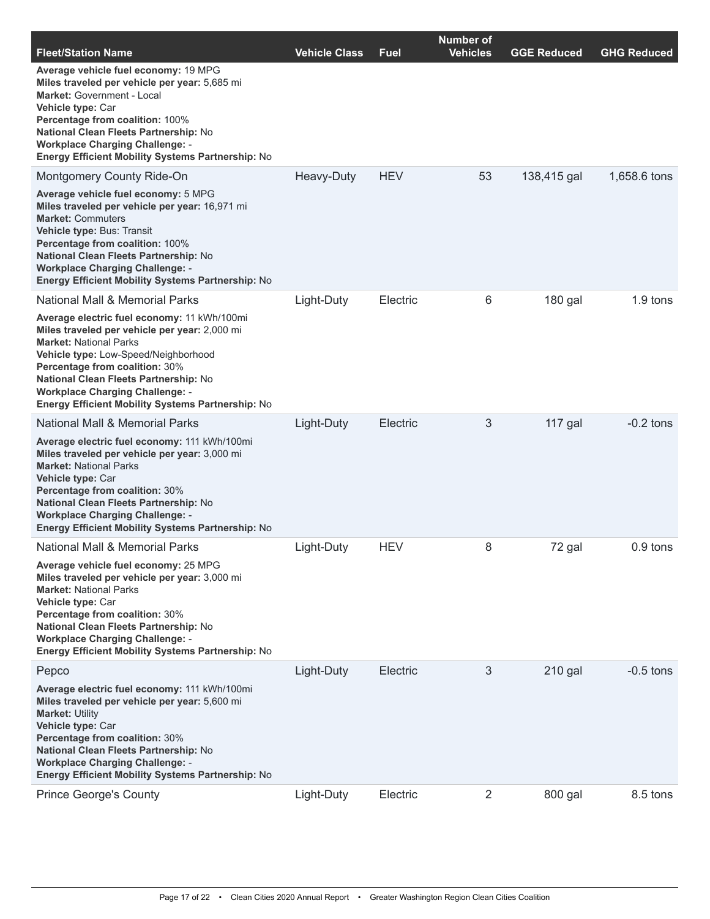| Fleet/Station Name | Vehicle Class | Fuel | Number of Vehicles | GGE Reduced | GHG Reduced |
|---|---|---|---|---|---|
| **Average vehicle fuel economy:** 19 MPG<br>**Miles traveled per vehicle per year:** 5,685 mi<br>**Market:** Government - Local<br>**Vehicle type:** Car<br>**Percentage from coalition:** 100%<br>**National Clean Fleets Partnership:** No<br>**Workplace Charging Challenge:** -<br>**Energy Efficient Mobility Systems Partnership:** No | | | | | |
| Montgomery County Ride-On | Heavy-Duty | HEV | 53 | 138,415 gal | 1,658.6 tons |
| **Average vehicle fuel economy:** 5 MPG<br>**Miles traveled per vehicle per year:** 16,971 mi<br>**Market:** Commuters<br>**Vehicle type:** Bus: Transit<br>**Percentage from coalition:** 100%<br>**National Clean Fleets Partnership:** No<br>**Workplace Charging Challenge:** -<br>**Energy Efficient Mobility Systems Partnership:** No | | | | | |
| National Mall & Memorial Parks | Light-Duty | Electric | 6 | 180 gal | 1.9 tons |
| **Average electric fuel economy:** 11 kWh/100mi<br>**Miles traveled per vehicle per year:** 2,000 mi<br>**Market:** National Parks<br>**Vehicle type:** Low-Speed/Neighborhood<br>**Percentage from coalition:** 30%<br>**National Clean Fleets Partnership:** No<br>**Workplace Charging Challenge:** -<br>**Energy Efficient Mobility Systems Partnership:** No | | | | | |
| National Mall & Memorial Parks | Light-Duty | Electric | 3 | 117 gal | -0.2 tons |
| **Average electric fuel economy:** 111 kWh/100mi<br>**Miles traveled per vehicle per year:** 3,000 mi<br>**Market:** National Parks<br>**Vehicle type:** Car<br>**Percentage from coalition:** 30%<br>**National Clean Fleets Partnership:** No<br>**Workplace Charging Challenge:** -<br>**Energy Efficient Mobility Systems Partnership:** No | | | | | |
| National Mall & Memorial Parks | Light-Duty | HEV | 8 | 72 gal | 0.9 tons |
| **Average vehicle fuel economy:** 25 MPG<br>**Miles traveled per vehicle per year:** 3,000 mi<br>**Market:** National Parks<br>**Vehicle type:** Car<br>**Percentage from coalition:** 30%<br>**National Clean Fleets Partnership:** No<br>**Workplace Charging Challenge:** -<br>**Energy Efficient Mobility Systems Partnership:** No | | | | | |
| Pepco | Light-Duty | Electric | 3 | 210 gal | -0.5 tons |
| **Average electric fuel economy:** 111 kWh/100mi<br>**Miles traveled per vehicle per year:** 5,600 mi<br>**Market:** Utility<br>**Vehicle type:** Car<br>**Percentage from coalition:** 30%<br>**National Clean Fleets Partnership:** No<br>**Workplace Charging Challenge:** -<br>**Energy Efficient Mobility Systems Partnership:** No | | | | | |
| Prince George's County | Light-Duty | Electric | 2 | 800 gal | 8.5 tons |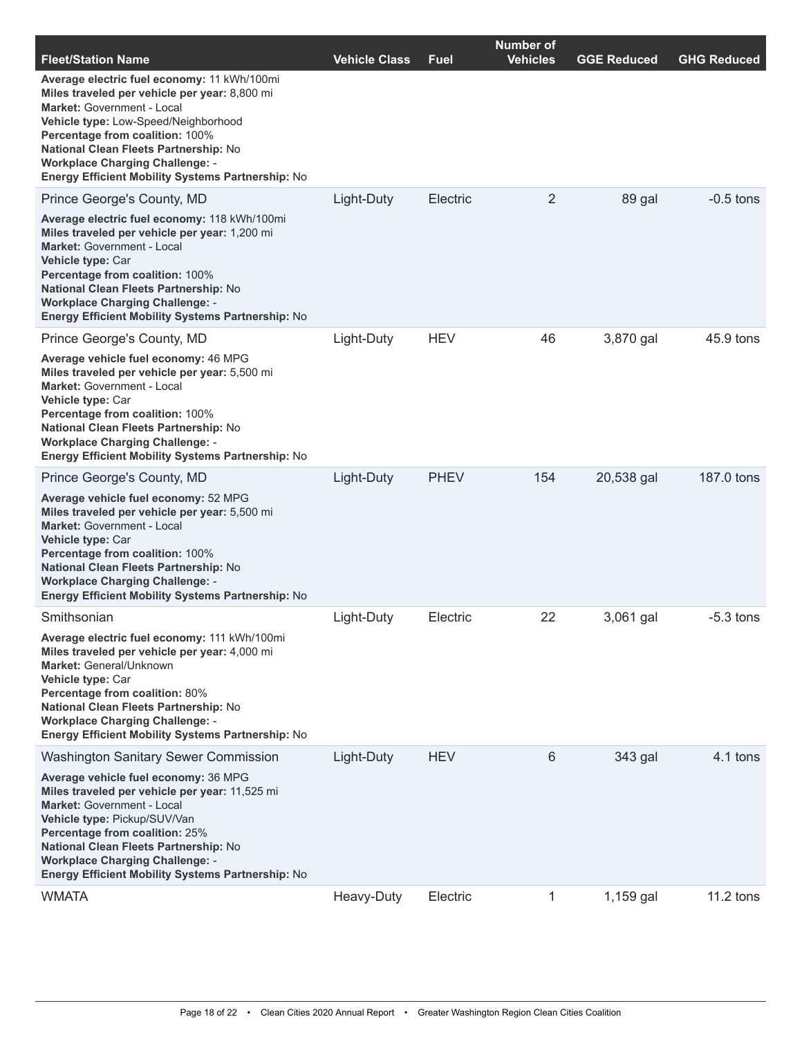| Fleet/Station Name | Vehicle Class | Fuel | Number of Vehicles | GGE Reduced | GHG Reduced |
|---|---|---|---|---|---|
| **Average electric fuel economy:** 11 kWh/100mi<br>**Miles traveled per vehicle per year:** 8,800 mi<br>**Market:** Government - Local<br>**Vehicle type:** Low-Speed/Neighborhood<br>**Percentage from coalition:** 100%<br>**National Clean Fleets Partnership:** No<br>**Workplace Charging Challenge:** -<br>**Energy Efficient Mobility Systems Partnership:** No | | | | | |
| Prince George's County, MD | Light-Duty | Electric | 2 | 89 gal | -0.5 tons |
| **Average electric fuel economy:** 118 kWh/100mi<br>**Miles traveled per vehicle per year:** 1,200 mi<br>**Market:** Government - Local<br>**Vehicle type:** Car<br>**Percentage from coalition:** 100%<br>**National Clean Fleets Partnership:** No<br>**Workplace Charging Challenge:** -<br>**Energy Efficient Mobility Systems Partnership:** No | | | | | |
| Prince George's County, MD | Light-Duty | HEV | 46 | 3,870 gal | 45.9 tons |
| **Average vehicle fuel economy:** 46 MPG<br>**Miles traveled per vehicle per year:** 5,500 mi<br>**Market:** Government - Local<br>**Vehicle type:** Car<br>**Percentage from coalition:** 100%<br>**National Clean Fleets Partnership:** No<br>**Workplace Charging Challenge:** -<br>**Energy Efficient Mobility Systems Partnership:** No | | | | | |
| Prince George's County, MD | Light-Duty | PHEV | 154 | 20,538 gal | 187.0 tons |
| **Average vehicle fuel economy:** 52 MPG<br>**Miles traveled per vehicle per year:** 5,500 mi<br>**Market:** Government - Local<br>**Vehicle type:** Car<br>**Percentage from coalition:** 100%<br>**National Clean Fleets Partnership:** No<br>**Workplace Charging Challenge:** -<br>**Energy Efficient Mobility Systems Partnership:** No | | | | | |
| Smithsonian | Light-Duty | Electric | 22 | 3,061 gal | -5.3 tons |
| **Average electric fuel economy:** 111 kWh/100mi<br>**Miles traveled per vehicle per year:** 4,000 mi<br>**Market:** General/Unknown<br>**Vehicle type:** Car<br>**Percentage from coalition:** 80%<br>**National Clean Fleets Partnership:** No<br>**Workplace Charging Challenge:** -<br>**Energy Efficient Mobility Systems Partnership:** No | | | | | |
| Washington Sanitary Sewer Commission | Light-Duty | HEV | 6 | 343 gal | 4.1 tons |
| **Average vehicle fuel economy:** 36 MPG<br>**Miles traveled per vehicle per year:** 11,525 mi<br>**Market:** Government - Local<br>**Vehicle type:** Pickup/SUV/Van<br>**Percentage from coalition:** 25%<br>**National Clean Fleets Partnership:** No<br>**Workplace Charging Challenge:** -<br>**Energy Efficient Mobility Systems Partnership:** No | | | | | |
| WMATA | Heavy-Duty | Electric | 1 | 1,159 gal | 11.2 tons |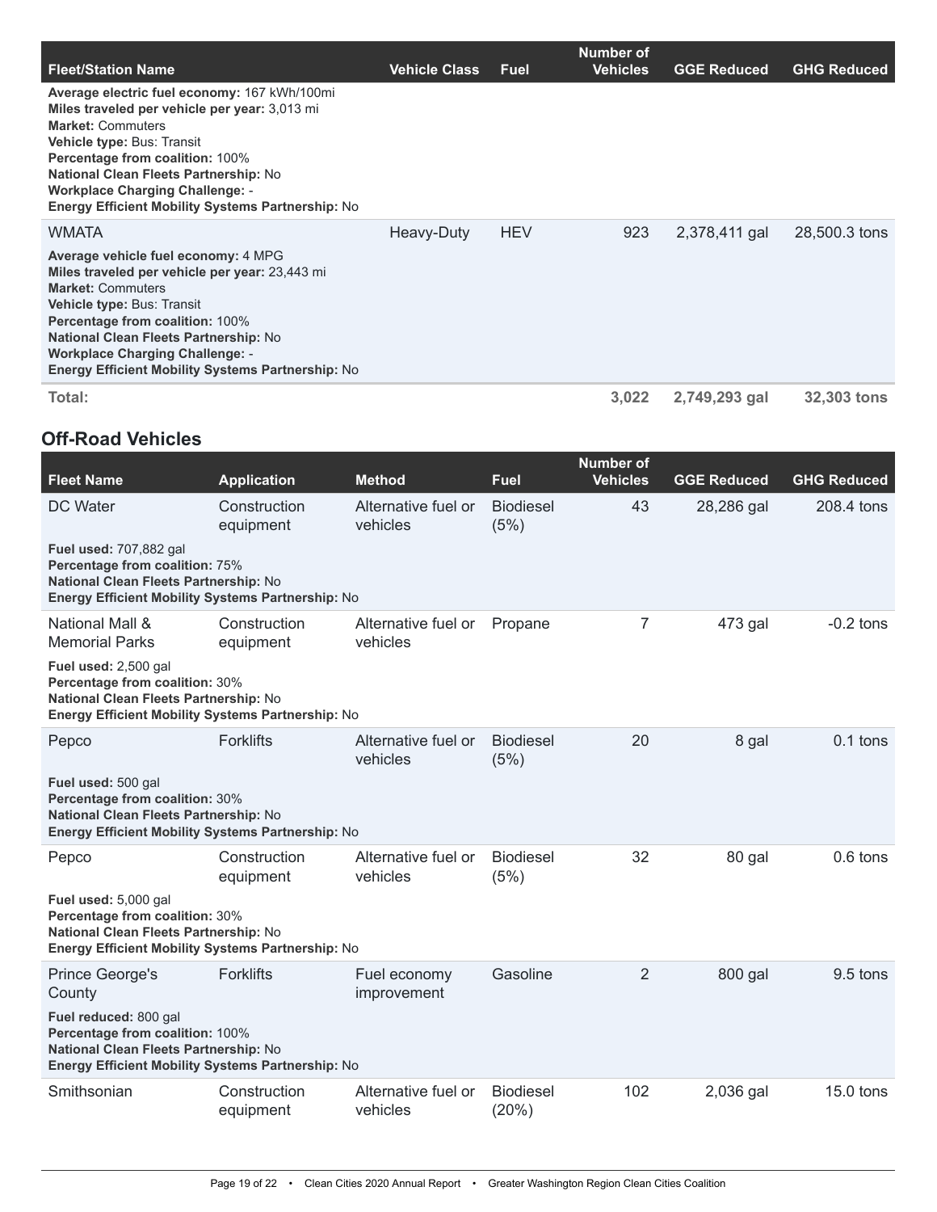| Fleet/Station Name | Vehicle Class | Fuel | Number of Vehicles | GGE Reduced | GHG Reduced |
|---|---|---|---|---|---|
| **Average electric fuel economy:** 167 kWh/100mi<br>**Miles traveled per vehicle per year:** 3,013 mi<br>**Market:** Commuters<br>**Vehicle type:** Bus: Transit<br>**Percentage from coalition:** 100%<br>**National Clean Fleets Partnership:** No<br>**Workplace Charging Challenge:** -<br>**Energy Efficient Mobility Systems Partnership:** No | | | | | |
| WMATA | Heavy-Duty | HEV | 923 | 2,378,411 gal | 28,500.3 tons |
| **Average vehicle fuel economy:** 4 MPG<br>**Miles traveled per vehicle per year:** 23,443 mi<br>**Market:** Commuters<br>**Vehicle type:** Bus: Transit<br>**Percentage from coalition:** 100%<br>**National Clean Fleets Partnership:** No<br>**Workplace Charging Challenge:** -<br>**Energy Efficient Mobility Systems Partnership:** No | | | | | |
| **Total:** | | | **3,022** | **2,749,293 gal** | **32,303 tons** |

## Off-Road Vehicles

| Fleet Name | Application | Method | Fuel | Number of Vehicles | GGE Reduced | GHG Reduced |
|---|---|---|---|---|---|---|
| DC Water | Construction equipment | Alternative fuel or vehicles | Biodiesel (5%) | 43 | 28,286 gal | 208.4 tons |
| **Fuel used:** 707,882 gal<br>**Percentage from coalition:** 75%<br>**National Clean Fleets Partnership:** No<br>**Energy Efficient Mobility Systems Partnership:** No | | | | | | |
| National Mall & Memorial Parks | Construction equipment | Alternative fuel or vehicles | Propane | 7 | 473 gal | -0.2 tons |
| **Fuel used:** 2,500 gal<br>**Percentage from coalition:** 30%<br>**National Clean Fleets Partnership:** No<br>**Energy Efficient Mobility Systems Partnership:** No | | | | | | |
| Pepco | Forklifts | Alternative fuel or vehicles | Biodiesel (5%) | 20 | 8 gal | 0.1 tons |
| **Fuel used:** 500 gal<br>**Percentage from coalition:** 30%<br>**National Clean Fleets Partnership:** No<br>**Energy Efficient Mobility Systems Partnership:** No | | | | | | |
| Pepco | Construction equipment | Alternative fuel or vehicles | Biodiesel (5%) | 32 | 80 gal | 0.6 tons |
| **Fuel used:** 5,000 gal<br>**Percentage from coalition:** 30%<br>**National Clean Fleets Partnership:** No<br>**Energy Efficient Mobility Systems Partnership:** No | | | | | | |
| Prince George's County | Forklifts | Fuel economy improvement | Gasoline | 2 | 800 gal | 9.5 tons |
| **Fuel reduced:** 800 gal<br>**Percentage from coalition:** 100%<br>**National Clean Fleets Partnership:** No<br>**Energy Efficient Mobility Systems Partnership:** No | | | | | | |
| Smithsonian | Construction equipment | Alternative fuel or vehicles | Biodiesel (20%) | 102 | 2,036 gal | 15.0 tons |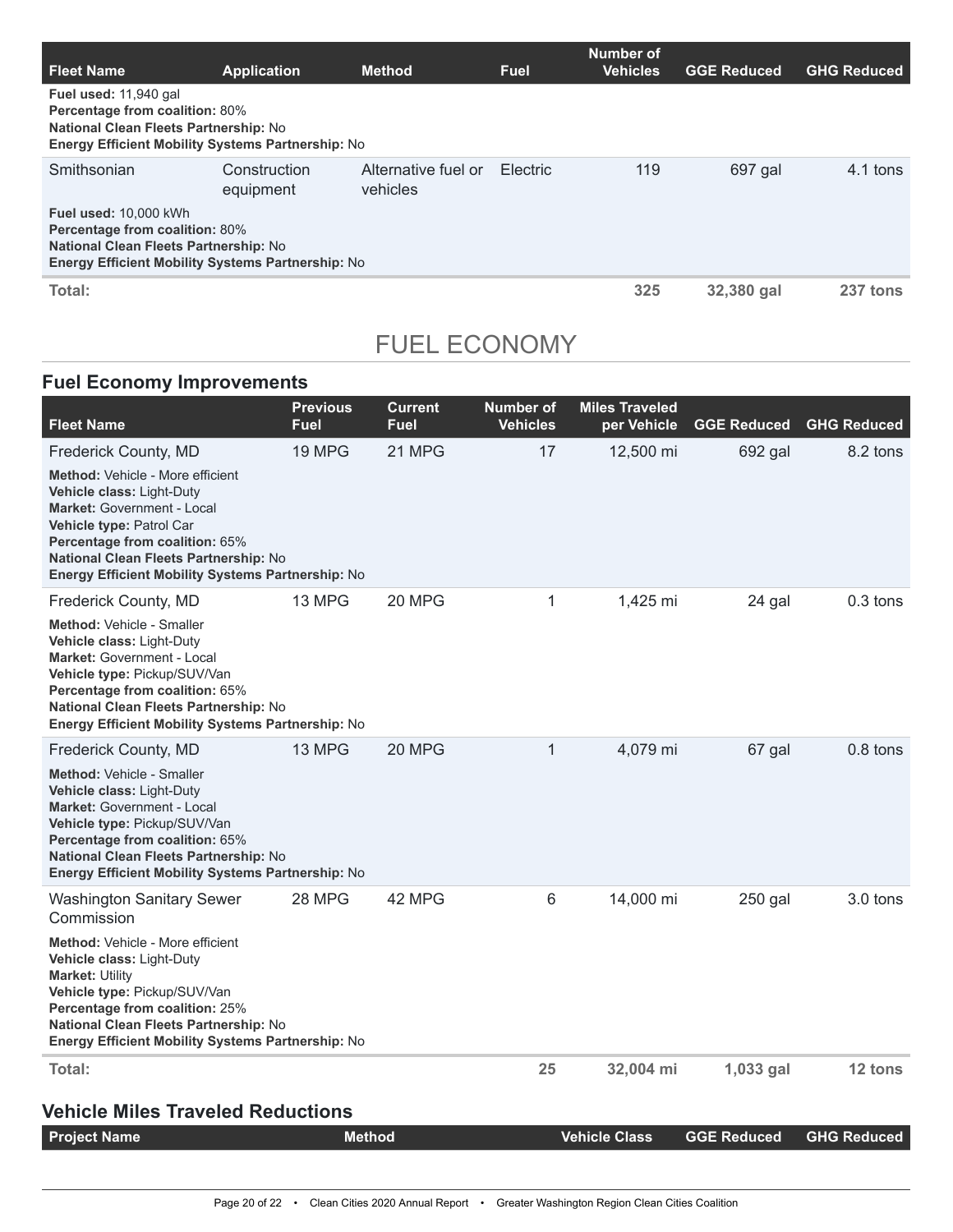| Fleet Name | Application | Method | Fuel | Number of Vehicles | GGE Reduced | GHG Reduced |
|---|---|---|---|---|---|---|
| **Fuel used:** 11,940 gal<br>**Percentage from coalition:** 80%<br>**National Clean Fleets Partnership:** No<br>**Energy Efficient Mobility Systems Partnership:** No | | | | | | |
| Smithsonian | Construction equipment | Alternative fuel or vehicles | Electric | 119 | 697 gal | 4.1 tons |
| **Fuel used:** 10,000 kWh<br>**Percentage from coalition:** 80%<br>**National Clean Fleets Partnership:** No<br>**Energy Efficient Mobility Systems Partnership:** No | | | | | | |
| **Total:** | | | | **325** | **32,380 gal** | **237 tons** |

# FUEL ECONOMY

## Fuel Economy Improvements

| Fleet Name | Previous Fuel | Current Fuel | Number of Vehicles | Miles Traveled per Vehicle | GGE Reduced | GHG Reduced |
|---|---|---|---|---|---|---|
| Frederick County, MD | 19 MPG | 21 MPG | 17 | 12,500 mi | 692 gal | 8.2 tons |
| **Method:** Vehicle - More efficient<br>**Vehicle class:** Light-Duty<br>**Market:** Government - Local<br>**Vehicle type:** Patrol Car<br>**Percentage from coalition:** 65%<br>**National Clean Fleets Partnership:** No<br>**Energy Efficient Mobility Systems Partnership:** No | | | | | | |
| Frederick County, MD | 13 MPG | 20 MPG | 1 | 1,425 mi | 24 gal | 0.3 tons |
| **Method:** Vehicle - Smaller<br>**Vehicle class:** Light-Duty<br>**Market:** Government - Local<br>**Vehicle type:** Pickup/SUV/Van<br>**Percentage from coalition:** 65%<br>**National Clean Fleets Partnership:** No<br>**Energy Efficient Mobility Systems Partnership:** No | | | | | | |
| Frederick County, MD | 13 MPG | 20 MPG | 1 | 4,079 mi | 67 gal | 0.8 tons |
| **Method:** Vehicle - Smaller<br>**Vehicle class:** Light-Duty<br>**Market:** Government - Local<br>**Vehicle type:** Pickup/SUV/Van<br>**Percentage from coalition:** 65%<br>**National Clean Fleets Partnership:** No<br>**Energy Efficient Mobility Systems Partnership:** No | | | | | | |
| Washington Sanitary Sewer Commission | 28 MPG | 42 MPG | 6 | 14,000 mi | 250 gal | 3.0 tons |
| **Method:** Vehicle - More efficient<br>**Vehicle class:** Light-Duty<br>**Market:** Utility<br>**Vehicle type:** Pickup/SUV/Van<br>**Percentage from coalition:** 25%<br>**National Clean Fleets Partnership:** No<br>**Energy Efficient Mobility Systems Partnership:** No | | | | | | |
| **Total:** | | | **25** | **32,004 mi** | **1,033 gal** | **12 tons** |

## Vehicle Miles Traveled Reductions

| Project Name | Method | Vehicle Class | GGE Reduced | GHG Reduced |
|---|---|---|---|---|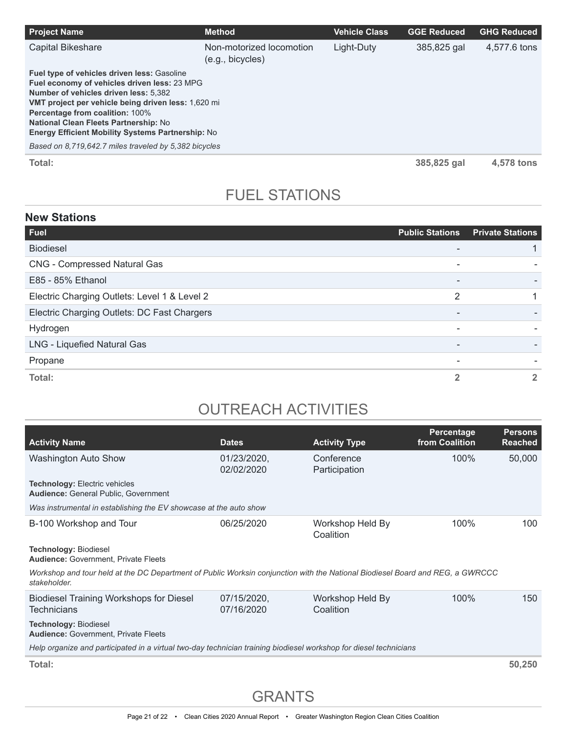| Project Name | Method | Vehicle Class | GGE Reduced | GHG Reduced |
|---|---|---|---|---|
| Capital Bikeshare | Non-motorized locomotion (e.g., bicycles) | Light-Duty | 385,825 gal | 4,577.6 tons |

**Fuel type of vehicles driven less:** Gasoline
**Fuel economy of vehicles driven less:** 23 MPG
**Number of vehicles driven less:** 5,382
**VMT project per vehicle being driven less:** 1,620 mi
**Percentage from coalition:** 100%
**National Clean Fleets Partnership:** No
**Energy Efficient Mobility Systems Partnership:** No

*Based on 8,719,642.7 miles traveled by 5,382 bicycles*

| | | | GGE Reduced | GHG Reduced |
|---|---|---|---|---|
| **Total:** | | | 385,825 gal | 4,578 tons |

## FUEL STATIONS

### New Stations

| Fuel | Public Stations | Private Stations |
|---|---|---|
| Biodiesel | - | 1 |
| CNG - Compressed Natural Gas | - | - |
| E85 - 85% Ethanol | - | - |
| Electric Charging Outlets: Level 1 & Level 2 | 2 | 1 |
| Electric Charging Outlets: DC Fast Chargers | - | - |
| Hydrogen | - | - |
| LNG - Liquefied Natural Gas | - | - |
| Propane | - | - |
| **Total:** | 2 | 2 |

## OUTREACH ACTIVITIES

| Activity Name | Dates | Activity Type | Percentage from Coalition | Persons Reached |
|---|---|---|---|---|
| Washington Auto Show | 01/23/2020, 02/02/2020 | Conference Participation | 100% | 50,000 |

**Technology:** Electric vehicles
**Audience:** General Public, Government

*Was instrumental in establishing the EV showcase at the auto show*

| Activity Name | Dates | Activity Type | Percentage from Coalition | Persons Reached |
|---|---|---|---|---|
| B-100 Workshop and Tour | 06/25/2020 | Workshop Held By Coalition | 100% | 100 |

**Technology:** Biodiesel
**Audience:** Government, Private Fleets

*Workshop and tour held at the DC Department of Public Worksin conjunction with the National Biodiesel Board and REG, a GWRCCC stakeholder.*

| Activity Name | Dates | Activity Type | Percentage from Coalition | Persons Reached |
|---|---|---|---|---|
| Biodiesel Training Workshops for Diesel Technicians | 07/15/2020, 07/16/2020 | Workshop Held By Coalition | 100% | 150 |

**Technology:** Biodiesel
**Audience:** Government, Private Fleets

*Help organize and participated in a virtual two-day technician training biodiesel workshop for diesel technicians*

| | | | | Persons Reached |
|---|---|---|---|---|
| **Total:** | | | | 50,250 |

## GRANTS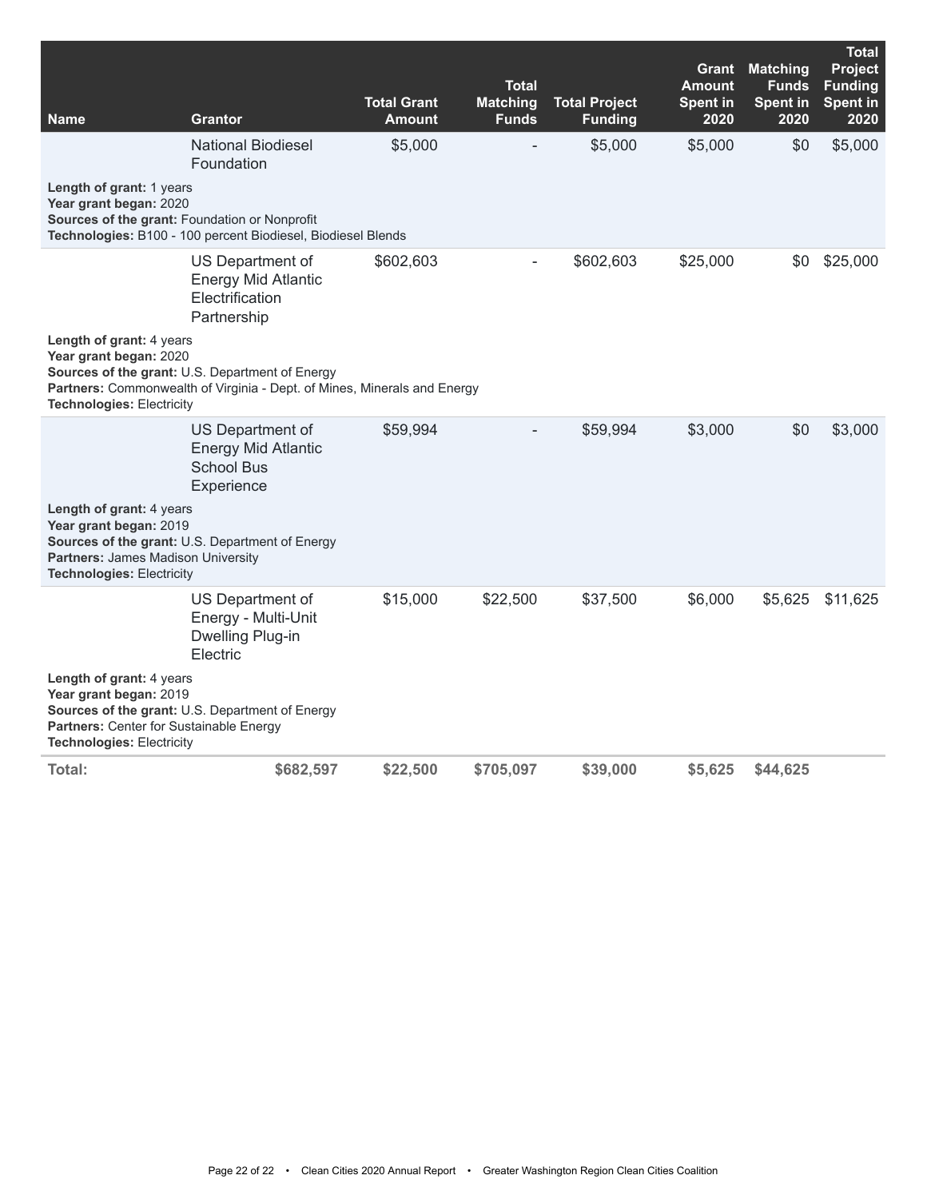| Name | Grantor | Total Grant Amount | Total Matching Funds | Total Project Funding | Grant Amount Spent in 2020 | Matching Funds Spent in 2020 | Total Project Funding Spent in 2020 |
|---|---|---|---|---|---|---|---|
| | National Biodiesel Foundation | $5,000 | - | $5,000 | $5,000 | $0 | $5,000 |
| **Length of grant:** 1 years<br>**Year grant began:** 2020<br>**Sources of the grant:** Foundation or Nonprofit<br>**Technologies:** B100 - 100 percent Biodiesel, Biodiesel Blends | | | | | | | |
| | US Department of Energy Mid Atlantic Electrification Partnership | $602,603 | - | $602,603 | $25,000 | $0 | $25,000 |
| **Length of grant:** 4 years<br>**Year grant began:** 2020<br>**Sources of the grant:** U.S. Department of Energy<br>**Partners:** Commonwealth of Virginia - Dept. of Mines, Minerals and Energy<br>**Technologies:** Electricity | | | | | | | |
| | US Department of Energy Mid Atlantic School Bus Experience | $59,994 | - | $59,994 | $3,000 | $0 | $3,000 |
| **Length of grant:** 4 years<br>**Year grant began:** 2019<br>**Sources of the grant:** U.S. Department of Energy<br>**Partners:** James Madison University<br>**Technologies:** Electricity | | | | | | | |
| | US Department of Energy - Multi-Unit Dwelling Plug-in Electric | $15,000 | $22,500 | $37,500 | $6,000 | $5,625 | $11,625 |
| **Length of grant:** 4 years<br>**Year grant began:** 2019<br>**Sources of the grant:** U.S. Department of Energy<br>**Partners:** Center for Sustainable Energy<br>**Technologies:** Electricity | | | | | | | |
| **Total:** | | **$682,597** | **$22,500** | **$705,097** | **$39,000** | **$5,625** | **$44,625** |